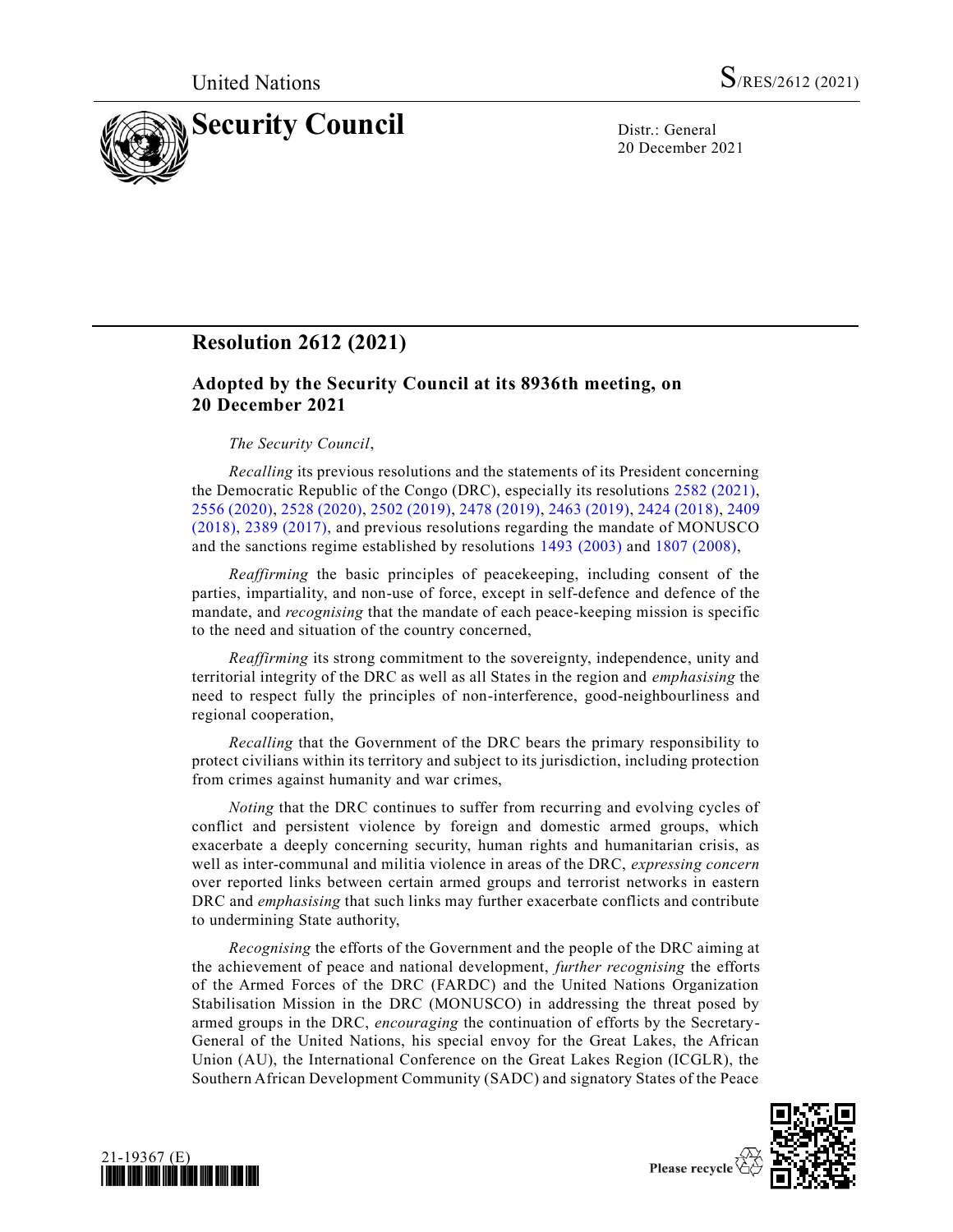United Nations S/RES/2612 (2021)

# Security Council

Distr.: General
20 December 2021

## Resolution 2612 (2021)

### Adopted by the Security Council at its 8936th meeting, on 20 December 2021

*The Security Council*,

*Recalling* its previous resolutions and the statements of its President concerning the Democratic Republic of the Congo (DRC), especially its resolutions 2582 (2021), 2556 (2020), 2528 (2020), 2502 (2019), 2478 (2019), 2463 (2019), 2424 (2018), 2409 (2018), 2389 (2017), and previous resolutions regarding the mandate of MONUSCO and the sanctions regime established by resolutions 1493 (2003) and 1807 (2008),

*Reaffirming* the basic principles of peacekeeping, including consent of the parties, impartiality, and non-use of force, except in self-defence and defence of the mandate, and *recognising* that the mandate of each peace-keeping mission is specific to the need and situation of the country concerned,

*Reaffirming* its strong commitment to the sovereignty, independence, unity and territorial integrity of the DRC as well as all States in the region and *emphasising* the need to respect fully the principles of non-interference, good-neighbourliness and regional cooperation,

*Recalling* that the Government of the DRC bears the primary responsibility to protect civilians within its territory and subject to its jurisdiction, including protection from crimes against humanity and war crimes,

*Noting* that the DRC continues to suffer from recurring and evolving cycles of conflict and persistent violence by foreign and domestic armed groups, which exacerbate a deeply concerning security, human rights and humanitarian crisis, as well as inter-communal and militia violence in areas of the DRC, *expressing concern* over reported links between certain armed groups and terrorist networks in eastern DRC and *emphasising* that such links may further exacerbate conflicts and contribute to undermining State authority,

*Recognising* the efforts of the Government and the people of the DRC aiming at the achievement of peace and national development, *further recognising* the efforts of the Armed Forces of the DRC (FARDC) and the United Nations Organization Stabilisation Mission in the DRC (MONUSCO) in addressing the threat posed by armed groups in the DRC, *encouraging* the continuation of efforts by the Secretary-General of the United Nations, his special envoy for the Great Lakes, the African Union (AU), the International Conference on the Great Lakes Region (ICGLR), the Southern African Development Community (SADC) and signatory States of the Peace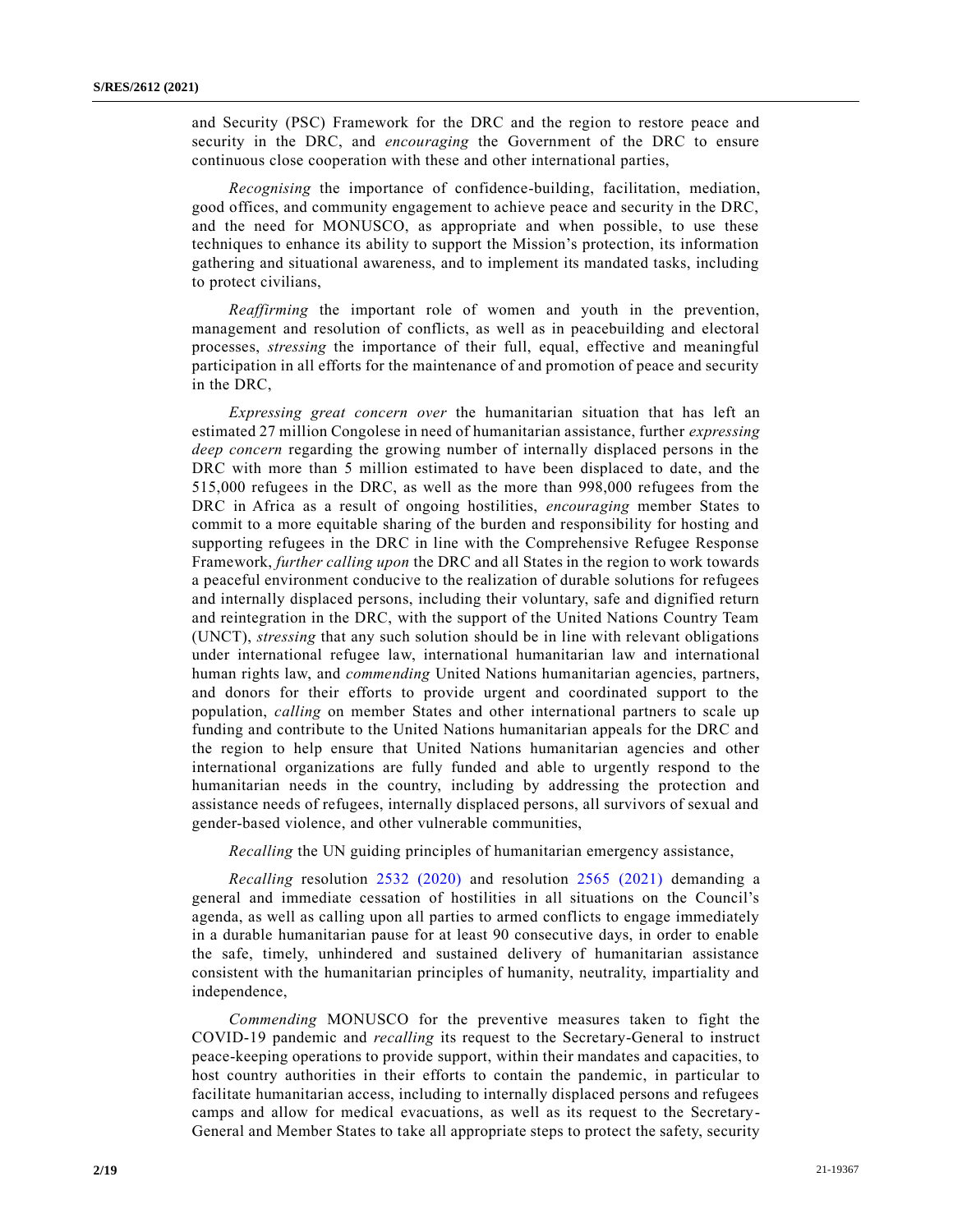and Security (PSC) Framework for the DRC and the region to restore peace and security in the DRC, and *encouraging* the Government of the DRC to ensure continuous close cooperation with these and other international parties,

*Recognising* the importance of confidence-building, facilitation, mediation, good offices, and community engagement to achieve peace and security in the DRC, and the need for MONUSCO, as appropriate and when possible, to use these techniques to enhance its ability to support the Mission's protection, its information gathering and situational awareness, and to implement its mandated tasks, including to protect civilians,

*Reaffirming* the important role of women and youth in the prevention, management and resolution of conflicts, as well as in peacebuilding and electoral processes, *stressing* the importance of their full, equal, effective and meaningful participation in all efforts for the maintenance of and promotion of peace and security in the DRC,

*Expressing great concern over* the humanitarian situation that has left an estimated 27 million Congolese in need of humanitarian assistance, further *expressing deep concern* regarding the growing number of internally displaced persons in the DRC with more than 5 million estimated to have been displaced to date, and the 515,000 refugees in the DRC, as well as the more than 998,000 refugees from the DRC in Africa as a result of ongoing hostilities, *encouraging* member States to commit to a more equitable sharing of the burden and responsibility for hosting and supporting refugees in the DRC in line with the Comprehensive Refugee Response Framework, *further calling upon* the DRC and all States in the region to work towards a peaceful environment conducive to the realization of durable solutions for refugees and internally displaced persons, including their voluntary, safe and dignified return and reintegration in the DRC, with the support of the United Nations Country Team (UNCT), *stressing* that any such solution should be in line with relevant obligations under international refugee law, international humanitarian law and international human rights law, and *commending* United Nations humanitarian agencies, partners, and donors for their efforts to provide urgent and coordinated support to the population, *calling* on member States and other international partners to scale up funding and contribute to the United Nations humanitarian appeals for the DRC and the region to help ensure that United Nations humanitarian agencies and other international organizations are fully funded and able to urgently respond to the humanitarian needs in the country, including by addressing the protection and assistance needs of refugees, internally displaced persons, all survivors of sexual and gender-based violence, and other vulnerable communities,

*Recalling* the UN guiding principles of humanitarian emergency assistance,

*Recalling* resolution 2532 (2020) and resolution 2565 (2021) demanding a general and immediate cessation of hostilities in all situations on the Council's agenda, as well as calling upon all parties to armed conflicts to engage immediately in a durable humanitarian pause for at least 90 consecutive days, in order to enable the safe, timely, unhindered and sustained delivery of humanitarian assistance consistent with the humanitarian principles of humanity, neutrality, impartiality and independence,

*Commending* MONUSCO for the preventive measures taken to fight the COVID-19 pandemic and *recalling* its request to the Secretary-General to instruct peace-keeping operations to provide support, within their mandates and capacities, to host country authorities in their efforts to contain the pandemic, in particular to facilitate humanitarian access, including to internally displaced persons and refugees camps and allow for medical evacuations, as well as its request to the Secretary-General and Member States to take all appropriate steps to protect the safety, security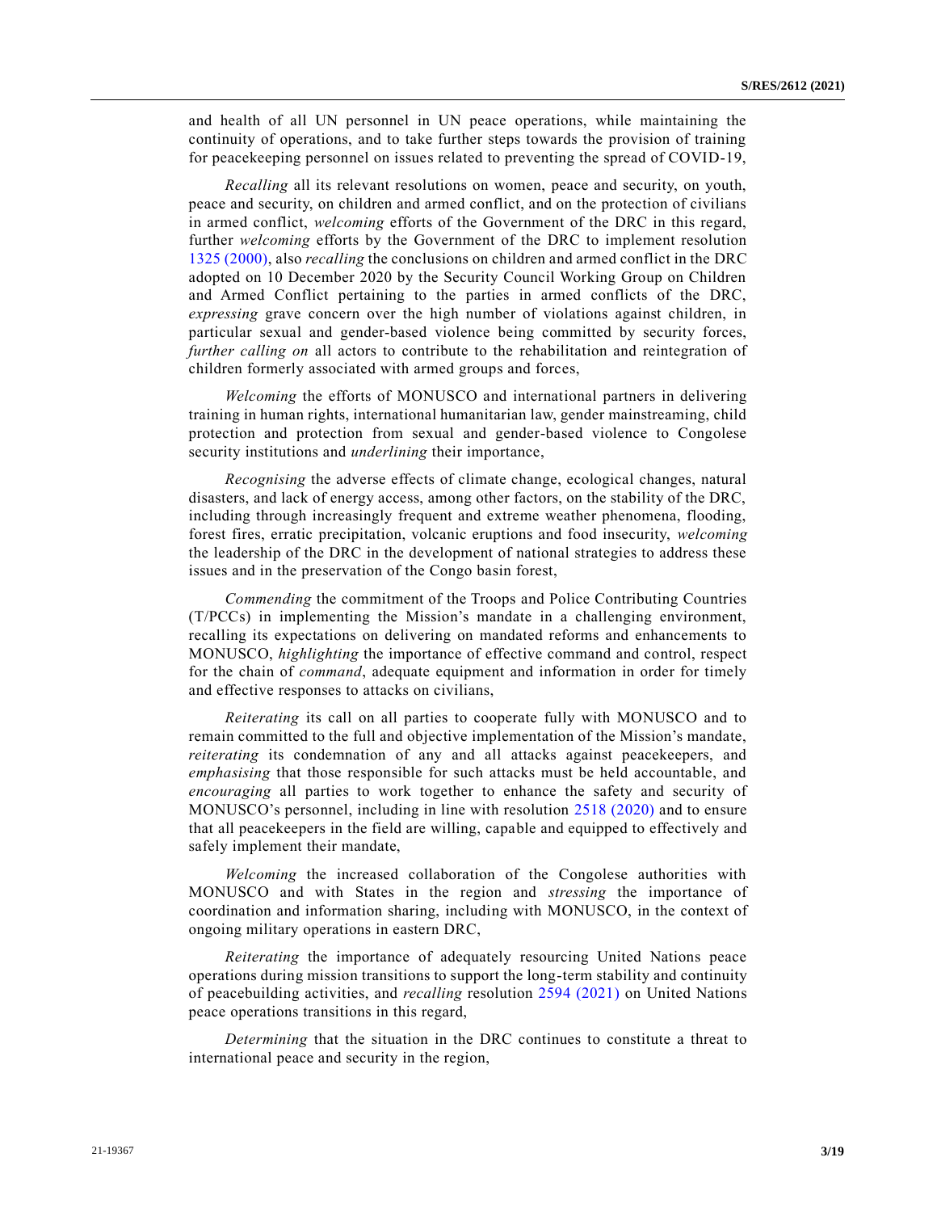and health of all UN personnel in UN peace operations, while maintaining the continuity of operations, and to take further steps towards the provision of training for peacekeeping personnel on issues related to preventing the spread of COVID-19,

*Recalling* all its relevant resolutions on women, peace and security, on youth, peace and security, on children and armed conflict, and on the protection of civilians in armed conflict, *welcoming* efforts of the Government of the DRC in this regard, further *welcoming* efforts by the Government of the DRC to implement resolution 1325 (2000), also *recalling* the conclusions on children and armed conflict in the DRC adopted on 10 December 2020 by the Security Council Working Group on Children and Armed Conflict pertaining to the parties in armed conflicts of the DRC, *expressing* grave concern over the high number of violations against children, in particular sexual and gender-based violence being committed by security forces, *further calling on* all actors to contribute to the rehabilitation and reintegration of children formerly associated with armed groups and forces,

*Welcoming* the efforts of MONUSCO and international partners in delivering training in human rights, international humanitarian law, gender mainstreaming, child protection and protection from sexual and gender-based violence to Congolese security institutions and *underlining* their importance,

*Recognising* the adverse effects of climate change, ecological changes, natural disasters, and lack of energy access, among other factors, on the stability of the DRC, including through increasingly frequent and extreme weather phenomena, flooding, forest fires, erratic precipitation, volcanic eruptions and food insecurity, *welcoming* the leadership of the DRC in the development of national strategies to address these issues and in the preservation of the Congo basin forest,

*Commending* the commitment of the Troops and Police Contributing Countries (T/PCCs) in implementing the Mission's mandate in a challenging environment, recalling its expectations on delivering on mandated reforms and enhancements to MONUSCO, *highlighting* the importance of effective command and control, respect for the chain of *command*, adequate equipment and information in order for timely and effective responses to attacks on civilians,

*Reiterating* its call on all parties to cooperate fully with MONUSCO and to remain committed to the full and objective implementation of the Mission's mandate, *reiterating* its condemnation of any and all attacks against peacekeepers, and *emphasising* that those responsible for such attacks must be held accountable, and *encouraging* all parties to work together to enhance the safety and security of MONUSCO's personnel, including in line with resolution 2518 (2020) and to ensure that all peacekeepers in the field are willing, capable and equipped to effectively and safely implement their mandate,

*Welcoming* the increased collaboration of the Congolese authorities with MONUSCO and with States in the region and *stressing* the importance of coordination and information sharing, including with MONUSCO, in the context of ongoing military operations in eastern DRC,

*Reiterating* the importance of adequately resourcing United Nations peace operations during mission transitions to support the long-term stability and continuity of peacebuilding activities, and *recalling* resolution 2594 (2021) on United Nations peace operations transitions in this regard,

*Determining* that the situation in the DRC continues to constitute a threat to international peace and security in the region,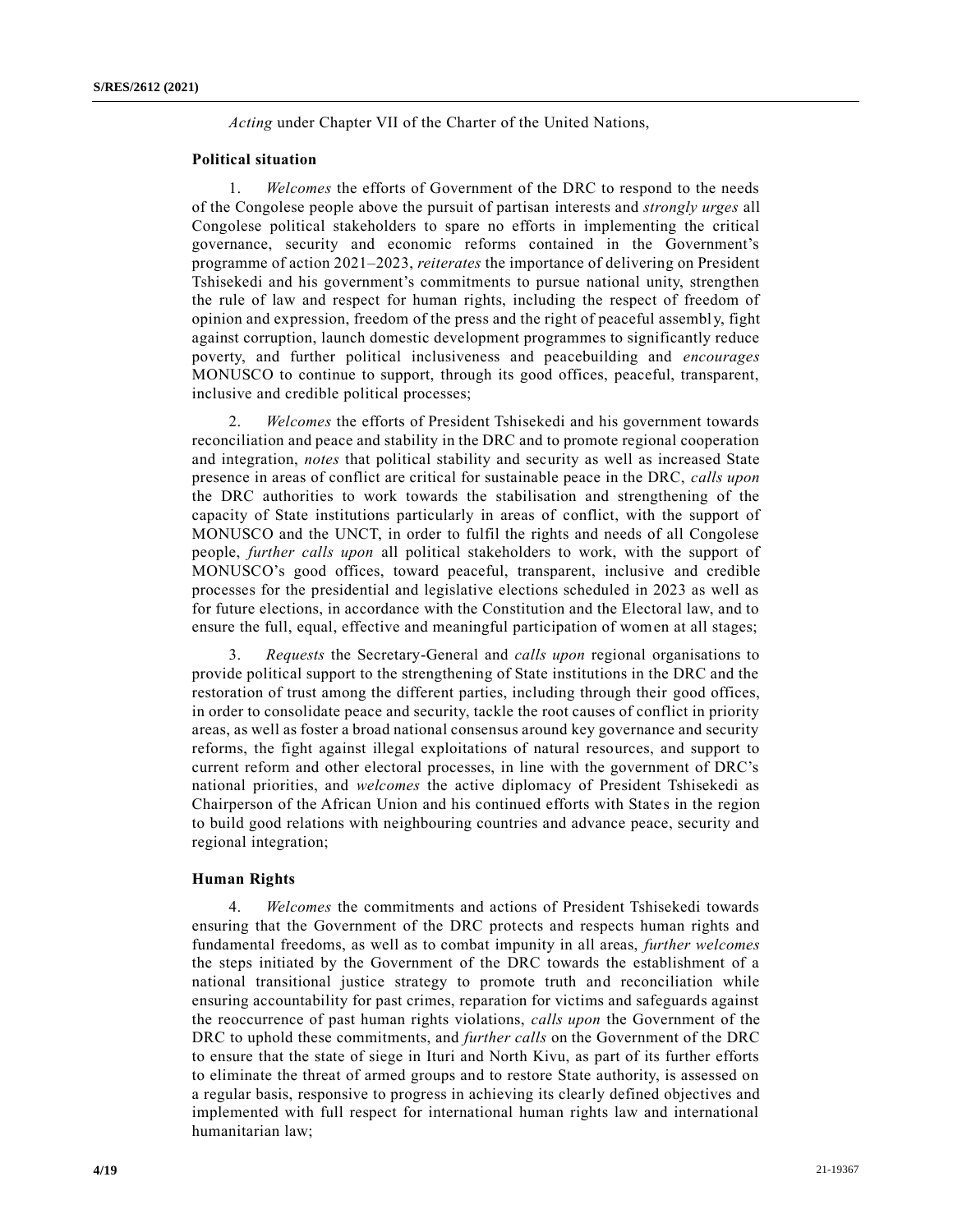*Acting* under Chapter VII of the Charter of the United Nations,

**Political situation**

1. *Welcomes* the efforts of Government of the DRC to respond to the needs of the Congolese people above the pursuit of partisan interests and *strongly urges* all Congolese political stakeholders to spare no efforts in implementing the critical governance, security and economic reforms contained in the Government's programme of action 2021–2023, *reiterates* the importance of delivering on President Tshisekedi and his government's commitments to pursue national unity, strengthen the rule of law and respect for human rights, including the respect of freedom of opinion and expression, freedom of the press and the right of peaceful assembly, fight against corruption, launch domestic development programmes to significantly reduce poverty, and further political inclusiveness and peacebuilding and *encourages* MONUSCO to continue to support, through its good offices, peaceful, transparent, inclusive and credible political processes;

2. *Welcomes* the efforts of President Tshisekedi and his government towards reconciliation and peace and stability in the DRC and to promote regional cooperation and integration, *notes* that political stability and security as well as increased State presence in areas of conflict are critical for sustainable peace in the DRC, *calls upon* the DRC authorities to work towards the stabilisation and strengthening of the capacity of State institutions particularly in areas of conflict, with the support of MONUSCO and the UNCT, in order to fulfil the rights and needs of all Congolese people, *further calls upon* all political stakeholders to work, with the support of MONUSCO's good offices, toward peaceful, transparent, inclusive and credible processes for the presidential and legislative elections scheduled in 2023 as well as for future elections, in accordance with the Constitution and the Electoral law, and to ensure the full, equal, effective and meaningful participation of women at all stages;

3. *Requests* the Secretary-General and *calls upon* regional organisations to provide political support to the strengthening of State institutions in the DRC and the restoration of trust among the different parties, including through their good offices, in order to consolidate peace and security, tackle the root causes of conflict in priority areas, as well as foster a broad national consensus around key governance and security reforms, the fight against illegal exploitations of natural resources, and support to current reform and other electoral processes, in line with the government of DRC's national priorities, and *welcomes* the active diplomacy of President Tshisekedi as Chairperson of the African Union and his continued efforts with States in the region to build good relations with neighbouring countries and advance peace, security and regional integration;

**Human Rights**

4. *Welcomes* the commitments and actions of President Tshisekedi towards ensuring that the Government of the DRC protects and respects human rights and fundamental freedoms, as well as to combat impunity in all areas, *further welcomes* the steps initiated by the Government of the DRC towards the establishment of a national transitional justice strategy to promote truth and reconciliation while ensuring accountability for past crimes, reparation for victims and safeguards against the reoccurrence of past human rights violations, *calls upon* the Government of the DRC to uphold these commitments, and *further calls* on the Government of the DRC to ensure that the state of siege in Ituri and North Kivu, as part of its further efforts to eliminate the threat of armed groups and to restore State authority, is assessed on a regular basis, responsive to progress in achieving its clearly defined objectives and implemented with full respect for international human rights law and international humanitarian law;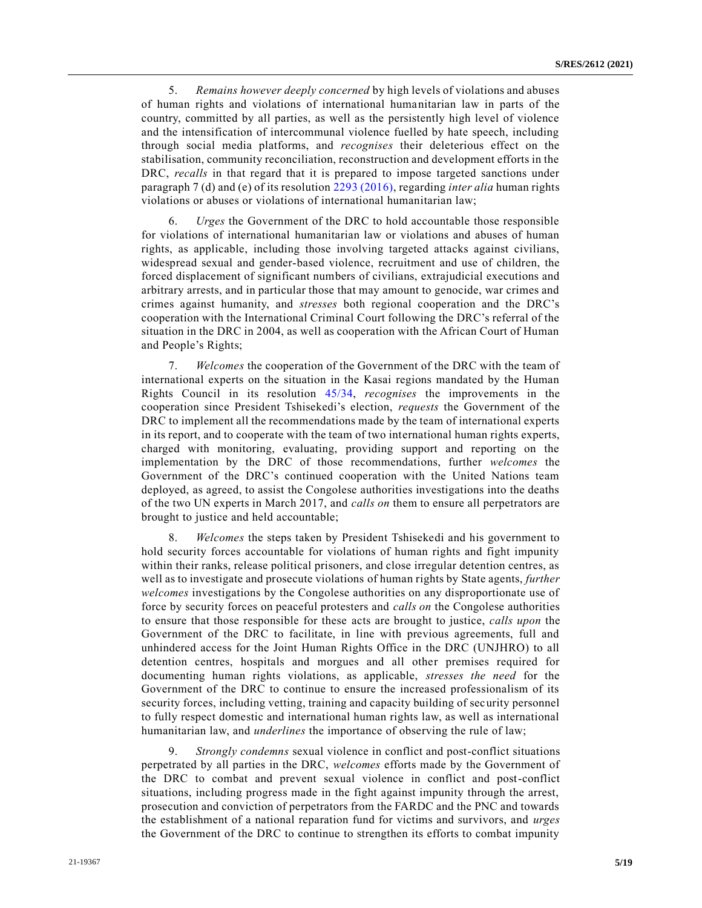5. *Remains however deeply concerned* by high levels of violations and abuses of human rights and violations of international humanitarian law in parts of the country, committed by all parties, as well as the persistently high level of violence and the intensification of intercommunal violence fuelled by hate speech, including through social media platforms, and *recognises* their deleterious effect on the stabilisation, community reconciliation, reconstruction and development efforts in the DRC, *recalls* in that regard that it is prepared to impose targeted sanctions under paragraph 7 (d) and (e) of its resolution 2293 (2016), regarding *inter alia* human rights violations or abuses or violations of international humanitarian law;

6. *Urges* the Government of the DRC to hold accountable those responsible for violations of international humanitarian law or violations and abuses of human rights, as applicable, including those involving targeted attacks against civilians, widespread sexual and gender-based violence, recruitment and use of children, the forced displacement of significant numbers of civilians, extrajudicial executions and arbitrary arrests, and in particular those that may amount to genocide, war crimes and crimes against humanity, and *stresses* both regional cooperation and the DRC's cooperation with the International Criminal Court following the DRC's referral of the situation in the DRC in 2004, as well as cooperation with the African Court of Human and People's Rights;

7. *Welcomes* the cooperation of the Government of the DRC with the team of international experts on the situation in the Kasai regions mandated by the Human Rights Council in its resolution 45/34, *recognises* the improvements in the cooperation since President Tshisekedi's election, *requests* the Government of the DRC to implement all the recommendations made by the team of international experts in its report, and to cooperate with the team of two international human rights experts, charged with monitoring, evaluating, providing support and reporting on the implementation by the DRC of those recommendations, further *welcomes* the Government of the DRC's continued cooperation with the United Nations team deployed, as agreed, to assist the Congolese authorities investigations into the deaths of the two UN experts in March 2017, and *calls on* them to ensure all perpetrators are brought to justice and held accountable;

8. *Welcomes* the steps taken by President Tshisekedi and his government to hold security forces accountable for violations of human rights and fight impunity within their ranks, release political prisoners, and close irregular detention centres, as well as to investigate and prosecute violations of human rights by State agents, *further welcomes* investigations by the Congolese authorities on any disproportionate use of force by security forces on peaceful protesters and *calls on* the Congolese authorities to ensure that those responsible for these acts are brought to justice, *calls upon* the Government of the DRC to facilitate, in line with previous agreements, full and unhindered access for the Joint Human Rights Office in the DRC (UNJHRO) to all detention centres, hospitals and morgues and all other premises required for documenting human rights violations, as applicable, *stresses the need* for the Government of the DRC to continue to ensure the increased professionalism of its security forces, including vetting, training and capacity building of security personnel to fully respect domestic and international human rights law, as well as international humanitarian law, and *underlines* the importance of observing the rule of law;

9. *Strongly condemns* sexual violence in conflict and post-conflict situations perpetrated by all parties in the DRC, *welcomes* efforts made by the Government of the DRC to combat and prevent sexual violence in conflict and post-conflict situations, including progress made in the fight against impunity through the arrest, prosecution and conviction of perpetrators from the FARDC and the PNC and towards the establishment of a national reparation fund for victims and survivors, and *urges* the Government of the DRC to continue to strengthen its efforts to combat impunity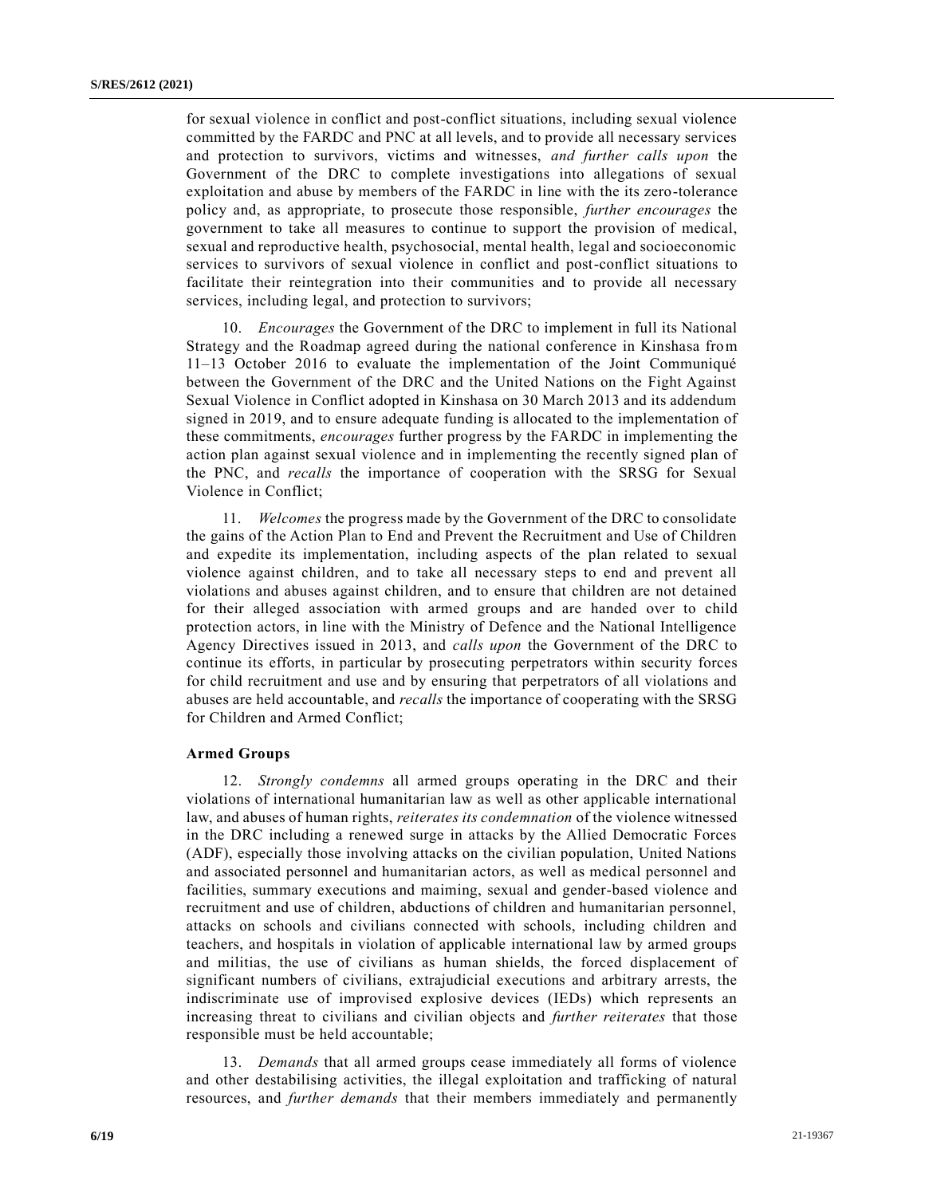for sexual violence in conflict and post-conflict situations, including sexual violence committed by the FARDC and PNC at all levels, and to provide all necessary services and protection to survivors, victims and witnesses, *and further calls upon* the Government of the DRC to complete investigations into allegations of sexual exploitation and abuse by members of the FARDC in line with the its zero-tolerance policy and, as appropriate, to prosecute those responsible, *further encourages* the government to take all measures to continue to support the provision of medical, sexual and reproductive health, psychosocial, mental health, legal and socioeconomic services to survivors of sexual violence in conflict and post-conflict situations to facilitate their reintegration into their communities and to provide all necessary services, including legal, and protection to survivors;

10. *Encourages* the Government of the DRC to implement in full its National Strategy and the Roadmap agreed during the national conference in Kinshasa from 11–13 October 2016 to evaluate the implementation of the Joint Communiqué between the Government of the DRC and the United Nations on the Fight Against Sexual Violence in Conflict adopted in Kinshasa on 30 March 2013 and its addendum signed in 2019, and to ensure adequate funding is allocated to the implementation of these commitments, *encourages* further progress by the FARDC in implementing the action plan against sexual violence and in implementing the recently signed plan of the PNC, and *recalls* the importance of cooperation with the SRSG for Sexual Violence in Conflict;

11. *Welcomes* the progress made by the Government of the DRC to consolidate the gains of the Action Plan to End and Prevent the Recruitment and Use of Children and expedite its implementation, including aspects of the plan related to sexual violence against children, and to take all necessary steps to end and prevent all violations and abuses against children, and to ensure that children are not detained for their alleged association with armed groups and are handed over to child protection actors, in line with the Ministry of Defence and the National Intelligence Agency Directives issued in 2013, and *calls upon* the Government of the DRC to continue its efforts, in particular by prosecuting perpetrators within security forces for child recruitment and use and by ensuring that perpetrators of all violations and abuses are held accountable, and *recalls* the importance of cooperating with the SRSG for Children and Armed Conflict;

**Armed Groups**

12. *Strongly condemns* all armed groups operating in the DRC and their violations of international humanitarian law as well as other applicable international law, and abuses of human rights, *reiterates its condemnation* of the violence witnessed in the DRC including a renewed surge in attacks by the Allied Democratic Forces (ADF), especially those involving attacks on the civilian population, United Nations and associated personnel and humanitarian actors, as well as medical personnel and facilities, summary executions and maiming, sexual and gender-based violence and recruitment and use of children, abductions of children and humanitarian personnel, attacks on schools and civilians connected with schools, including children and teachers, and hospitals in violation of applicable international law by armed groups and militias, the use of civilians as human shields, the forced displacement of significant numbers of civilians, extrajudicial executions and arbitrary arrests, the indiscriminate use of improvised explosive devices (IEDs) which represents an increasing threat to civilians and civilian objects and *further reiterates* that those responsible must be held accountable;

13. *Demands* that all armed groups cease immediately all forms of violence and other destabilising activities, the illegal exploitation and trafficking of natural resources, and *further demands* that their members immediately and permanently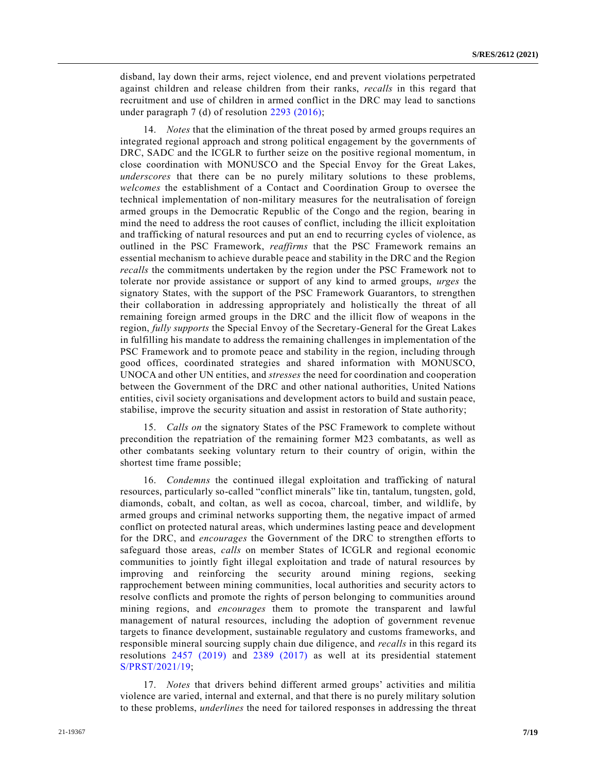disband, lay down their arms, reject violence, end and prevent violations perpetrated against children and release children from their ranks, *recalls* in this regard that recruitment and use of children in armed conflict in the DRC may lead to sanctions under paragraph 7 (d) of resolution 2293 (2016);

14. *Notes* that the elimination of the threat posed by armed groups requires an integrated regional approach and strong political engagement by the governments of DRC, SADC and the ICGLR to further seize on the positive regional momentum, in close coordination with MONUSCO and the Special Envoy for the Great Lakes, *underscores* that there can be no purely military solutions to these problems, *welcomes* the establishment of a Contact and Coordination Group to oversee the technical implementation of non-military measures for the neutralisation of foreign armed groups in the Democratic Republic of the Congo and the region, bearing in mind the need to address the root causes of conflict, including the illicit exploitation and trafficking of natural resources and put an end to recurring cycles of violence, as outlined in the PSC Framework, *reaffirms* that the PSC Framework remains an essential mechanism to achieve durable peace and stability in the DRC and the Region *recalls* the commitments undertaken by the region under the PSC Framework not to tolerate nor provide assistance or support of any kind to armed groups, *urges* the signatory States, with the support of the PSC Framework Guarantors, to strengthen their collaboration in addressing appropriately and holistically the threat of all remaining foreign armed groups in the DRC and the illicit flow of weapons in the region, *fully supports* the Special Envoy of the Secretary-General for the Great Lakes in fulfilling his mandate to address the remaining challenges in implementation of the PSC Framework and to promote peace and stability in the region, including through good offices, coordinated strategies and shared information with MONUSCO, UNOCA and other UN entities, and *stresses* the need for coordination and cooperation between the Government of the DRC and other national authorities, United Nations entities, civil society organisations and development actors to build and sustain peace, stabilise, improve the security situation and assist in restoration of State authority;

15. *Calls on* the signatory States of the PSC Framework to complete without precondition the repatriation of the remaining former M23 combatants, as well as other combatants seeking voluntary return to their country of origin, within the shortest time frame possible;

16. *Condemns* the continued illegal exploitation and trafficking of natural resources, particularly so-called "conflict minerals" like tin, tantalum, tungsten, gold, diamonds, cobalt, and coltan, as well as cocoa, charcoal, timber, and wildlife, by armed groups and criminal networks supporting them, the negative impact of armed conflict on protected natural areas, which undermines lasting peace and development for the DRC, and *encourages* the Government of the DRC to strengthen efforts to safeguard those areas, *calls* on member States of ICGLR and regional economic communities to jointly fight illegal exploitation and trade of natural resources by improving and reinforcing the security around mining regions, seeking rapprochement between mining communities, local authorities and security actors to resolve conflicts and promote the rights of person belonging to communities around mining regions, and *encourages* them to promote the transparent and lawful management of natural resources, including the adoption of government revenue targets to finance development, sustainable regulatory and customs frameworks, and responsible mineral sourcing supply chain due diligence, and *recalls* in this regard its resolutions 2457 (2019) and 2389 (2017) as well at its presidential statement S/PRST/2021/19;

17. *Notes* that drivers behind different armed groups' activities and militia violence are varied, internal and external, and that there is no purely military solution to these problems, *underlines* the need for tailored responses in addressing the threat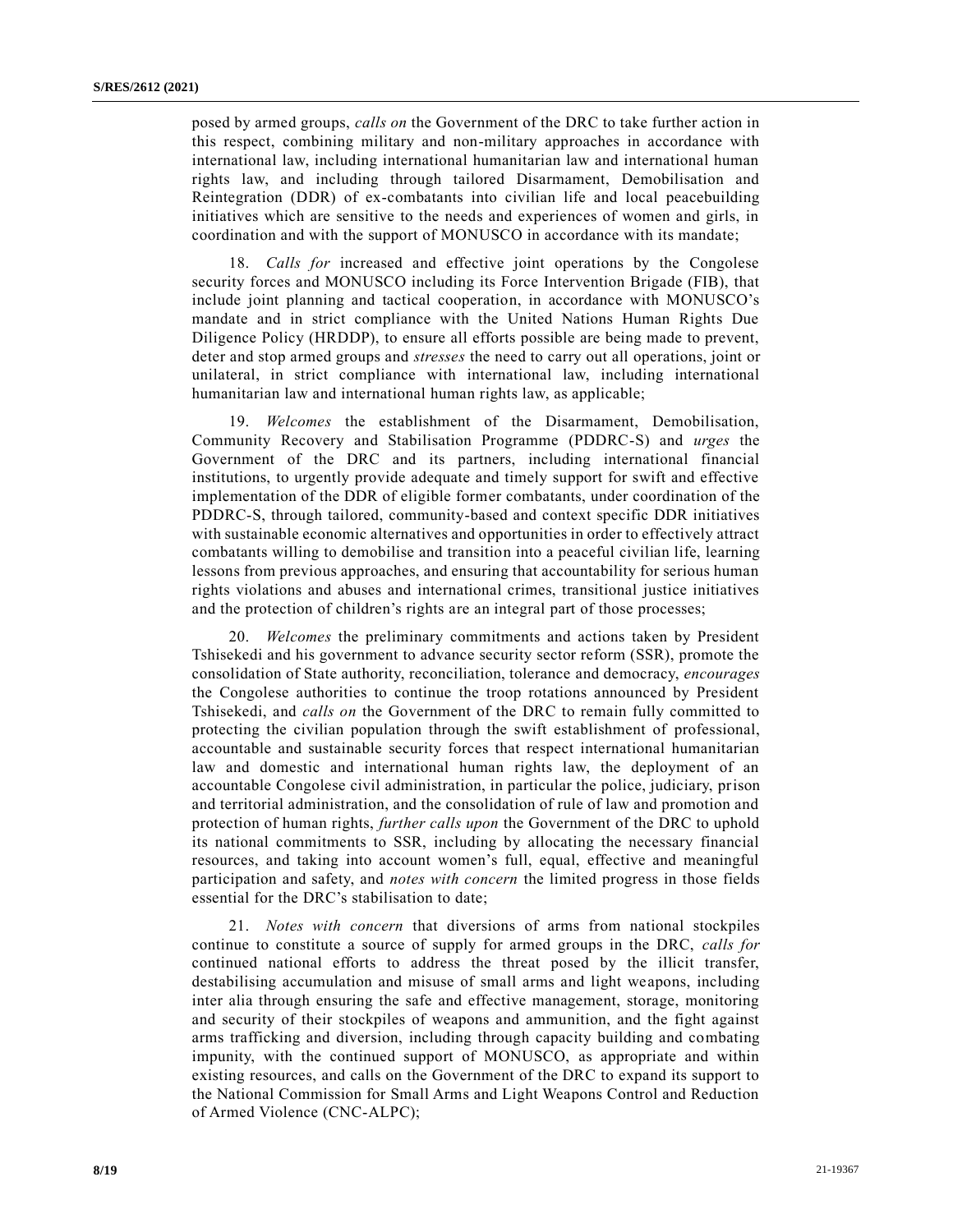posed by armed groups, *calls on* the Government of the DRC to take further action in this respect, combining military and non-military approaches in accordance with international law, including international humanitarian law and international human rights law, and including through tailored Disarmament, Demobilisation and Reintegration (DDR) of ex-combatants into civilian life and local peacebuilding initiatives which are sensitive to the needs and experiences of women and girls, in coordination and with the support of MONUSCO in accordance with its mandate;

18. *Calls for* increased and effective joint operations by the Congolese security forces and MONUSCO including its Force Intervention Brigade (FIB), that include joint planning and tactical cooperation, in accordance with MONUSCO's mandate and in strict compliance with the United Nations Human Rights Due Diligence Policy (HRDDP), to ensure all efforts possible are being made to prevent, deter and stop armed groups and *stresses* the need to carry out all operations, joint or unilateral, in strict compliance with international law, including international humanitarian law and international human rights law, as applicable;

19. *Welcomes* the establishment of the Disarmament, Demobilisation, Community Recovery and Stabilisation Programme (PDDRC-S) and *urges* the Government of the DRC and its partners, including international financial institutions, to urgently provide adequate and timely support for swift and effective implementation of the DDR of eligible former combatants, under coordination of the PDDRC-S, through tailored, community-based and context specific DDR initiatives with sustainable economic alternatives and opportunities in order to effectively attract combatants willing to demobilise and transition into a peaceful civilian life, learning lessons from previous approaches, and ensuring that accountability for serious human rights violations and abuses and international crimes, transitional justice initiatives and the protection of children's rights are an integral part of those processes;

20. *Welcomes* the preliminary commitments and actions taken by President Tshisekedi and his government to advance security sector reform (SSR), promote the consolidation of State authority, reconciliation, tolerance and democracy, *encourages* the Congolese authorities to continue the troop rotations announced by President Tshisekedi, and *calls on* the Government of the DRC to remain fully committed to protecting the civilian population through the swift establishment of professional, accountable and sustainable security forces that respect international humanitarian law and domestic and international human rights law, the deployment of an accountable Congolese civil administration, in particular the police, judiciary, prison and territorial administration, and the consolidation of rule of law and promotion and protection of human rights, *further calls upon* the Government of the DRC to uphold its national commitments to SSR, including by allocating the necessary financial resources, and taking into account women's full, equal, effective and meaningful participation and safety, and *notes with concern* the limited progress in those fields essential for the DRC's stabilisation to date;

21. *Notes with concern* that diversions of arms from national stockpiles continue to constitute a source of supply for armed groups in the DRC, *calls for* continued national efforts to address the threat posed by the illicit transfer, destabilising accumulation and misuse of small arms and light weapons, including inter alia through ensuring the safe and effective management, storage, monitoring and security of their stockpiles of weapons and ammunition, and the fight against arms trafficking and diversion, including through capacity building and combating impunity, with the continued support of MONUSCO, as appropriate and within existing resources, and calls on the Government of the DRC to expand its support to the National Commission for Small Arms and Light Weapons Control and Reduction of Armed Violence (CNC-ALPC);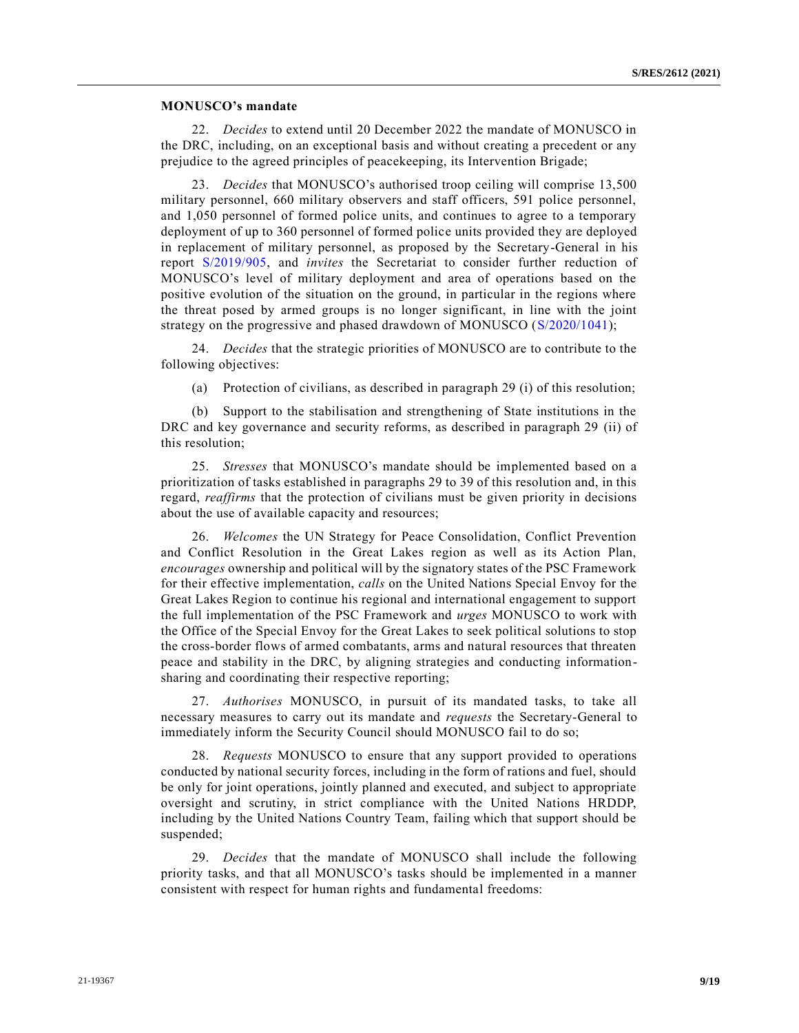**MONUSCO's mandate**

22. *Decides* to extend until 20 December 2022 the mandate of MONUSCO in the DRC, including, on an exceptional basis and without creating a precedent or any prejudice to the agreed principles of peacekeeping, its Intervention Brigade;

23. *Decides* that MONUSCO's authorised troop ceiling will comprise 13,500 military personnel, 660 military observers and staff officers, 591 police personnel, and 1,050 personnel of formed police units, and continues to agree to a temporary deployment of up to 360 personnel of formed police units provided they are deployed in replacement of military personnel, as proposed by the Secretary-General in his report S/2019/905, and *invites* the Secretariat to consider further reduction of MONUSCO's level of military deployment and area of operations based on the positive evolution of the situation on the ground, in particular in the regions where the threat posed by armed groups is no longer significant, in line with the joint strategy on the progressive and phased drawdown of MONUSCO (S/2020/1041);

24. *Decides* that the strategic priorities of MONUSCO are to contribute to the following objectives:

(a) Protection of civilians, as described in paragraph 29 (i) of this resolution;

(b) Support to the stabilisation and strengthening of State institutions in the DRC and key governance and security reforms, as described in paragraph 29 (ii) of this resolution;

25. *Stresses* that MONUSCO's mandate should be implemented based on a prioritization of tasks established in paragraphs 29 to 39 of this resolution and, in this regard, *reaffirms* that the protection of civilians must be given priority in decisions about the use of available capacity and resources;

26. *Welcomes* the UN Strategy for Peace Consolidation, Conflict Prevention and Conflict Resolution in the Great Lakes region as well as its Action Plan, *encourages* ownership and political will by the signatory states of the PSC Framework for their effective implementation, *calls* on the United Nations Special Envoy for the Great Lakes Region to continue his regional and international engagement to support the full implementation of the PSC Framework and *urges* MONUSCO to work with the Office of the Special Envoy for the Great Lakes to seek political solutions to stop the cross-border flows of armed combatants, arms and natural resources that threaten peace and stability in the DRC, by aligning strategies and conducting information-sharing and coordinating their respective reporting;

27. *Authorises* MONUSCO, in pursuit of its mandated tasks, to take all necessary measures to carry out its mandate and *requests* the Secretary-General to immediately inform the Security Council should MONUSCO fail to do so;

28. *Requests* MONUSCO to ensure that any support provided to operations conducted by national security forces, including in the form of rations and fuel, should be only for joint operations, jointly planned and executed, and subject to appropriate oversight and scrutiny, in strict compliance with the United Nations HRDDP, including by the United Nations Country Team, failing which that support should be suspended;

29. *Decides* that the mandate of MONUSCO shall include the following priority tasks, and that all MONUSCO's tasks should be implemented in a manner consistent with respect for human rights and fundamental freedoms: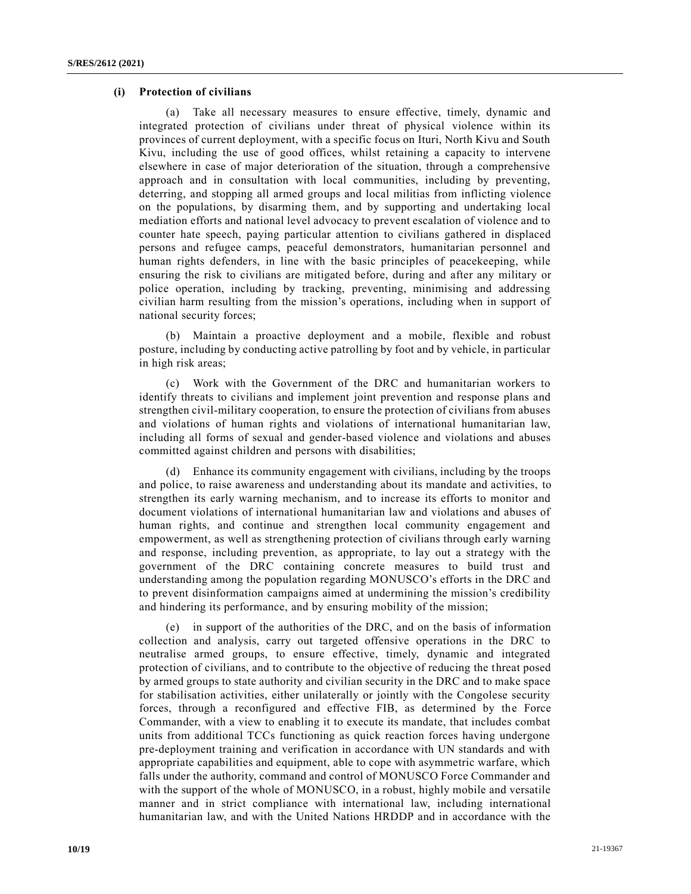**(i) Protection of civilians**

(a) Take all necessary measures to ensure effective, timely, dynamic and integrated protection of civilians under threat of physical violence within its provinces of current deployment, with a specific focus on Ituri, North Kivu and South Kivu, including the use of good offices, whilst retaining a capacity to intervene elsewhere in case of major deterioration of the situation, through a comprehensive approach and in consultation with local communities, including by preventing, deterring, and stopping all armed groups and local militias from inflicting violence on the populations, by disarming them, and by supporting and undertaking local mediation efforts and national level advocacy to prevent escalation of violence and to counter hate speech, paying particular attention to civilians gathered in displaced persons and refugee camps, peaceful demonstrators, humanitarian personnel and human rights defenders, in line with the basic principles of peacekeeping, while ensuring the risk to civilians are mitigated before, during and after any military or police operation, including by tracking, preventing, minimising and addressing civilian harm resulting from the mission's operations, including when in support of national security forces;

(b) Maintain a proactive deployment and a mobile, flexible and robust posture, including by conducting active patrolling by foot and by vehicle, in particular in high risk areas;

(c) Work with the Government of the DRC and humanitarian workers to identify threats to civilians and implement joint prevention and response plans and strengthen civil-military cooperation, to ensure the protection of civilians from abuses and violations of human rights and violations of international humanitarian law, including all forms of sexual and gender-based violence and violations and abuses committed against children and persons with disabilities;

(d) Enhance its community engagement with civilians, including by the troops and police, to raise awareness and understanding about its mandate and activities, to strengthen its early warning mechanism, and to increase its efforts to monitor and document violations of international humanitarian law and violations and abuses of human rights, and continue and strengthen local community engagement and empowerment, as well as strengthening protection of civilians through early warning and response, including prevention, as appropriate, to lay out a strategy with the government of the DRC containing concrete measures to build trust and understanding among the population regarding MONUSCO's efforts in the DRC and to prevent disinformation campaigns aimed at undermining the mission's credibility and hindering its performance, and by ensuring mobility of the mission;

(e) in support of the authorities of the DRC, and on the basis of information collection and analysis, carry out targeted offensive operations in the DRC to neutralise armed groups, to ensure effective, timely, dynamic and integrated protection of civilians, and to contribute to the objective of reducing the threat posed by armed groups to state authority and civilian security in the DRC and to make space for stabilisation activities, either unilaterally or jointly with the Congolese security forces, through a reconfigured and effective FIB, as determined by the Force Commander, with a view to enabling it to execute its mandate, that includes combat units from additional TCCs functioning as quick reaction forces having undergone pre-deployment training and verification in accordance with UN standards and with appropriate capabilities and equipment, able to cope with asymmetric warfare, which falls under the authority, command and control of MONUSCO Force Commander and with the support of the whole of MONUSCO, in a robust, highly mobile and versatile manner and in strict compliance with international law, including international humanitarian law, and with the United Nations HRDDP and in accordance with the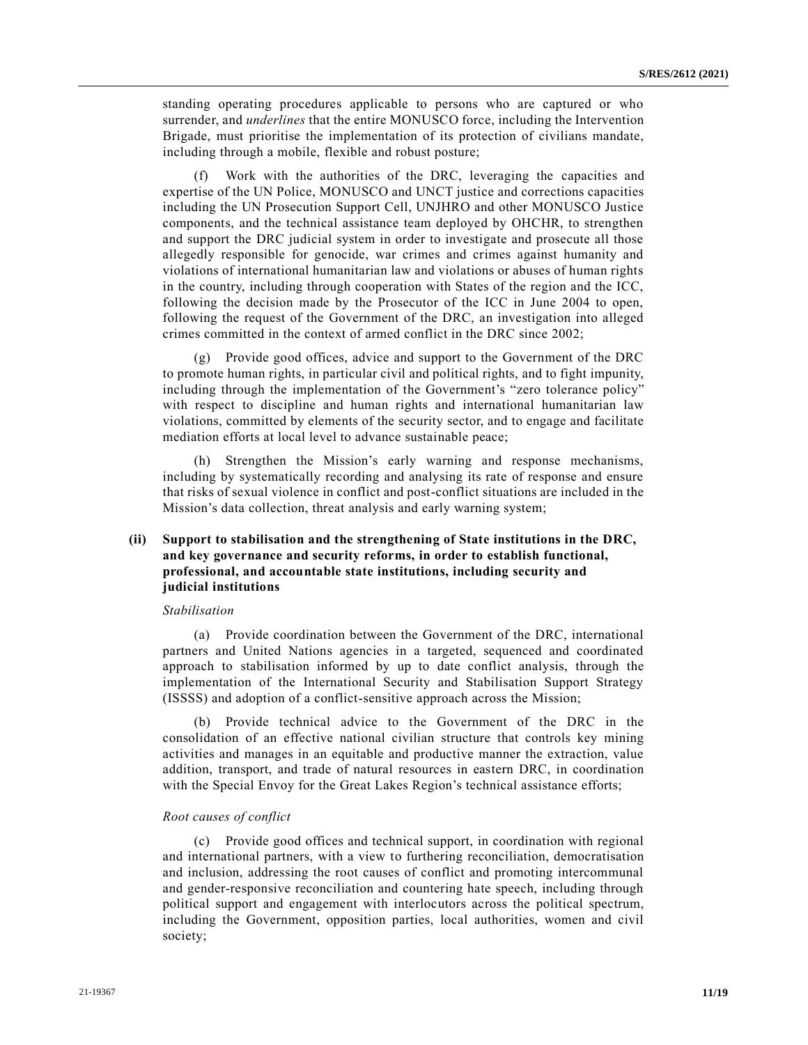standing operating procedures applicable to persons who are captured or who surrender, and *underlines* that the entire MONUSCO force, including the Intervention Brigade, must prioritise the implementation of its protection of civilians mandate, including through a mobile, flexible and robust posture;

(f) Work with the authorities of the DRC, leveraging the capacities and expertise of the UN Police, MONUSCO and UNCT justice and corrections capacities including the UN Prosecution Support Cell, UNJHRO and other MONUSCO Justice components, and the technical assistance team deployed by OHCHR, to strengthen and support the DRC judicial system in order to investigate and prosecute all those allegedly responsible for genocide, war crimes and crimes against humanity and violations of international humanitarian law and violations or abuses of human rights in the country, including through cooperation with States of the region and the ICC, following the decision made by the Prosecutor of the ICC in June 2004 to open, following the request of the Government of the DRC, an investigation into alleged crimes committed in the context of armed conflict in the DRC since 2002;

(g) Provide good offices, advice and support to the Government of the DRC to promote human rights, in particular civil and political rights, and to fight impunity, including through the implementation of the Government's "zero tolerance policy" with respect to discipline and human rights and international humanitarian law violations, committed by elements of the security sector, and to engage and facilitate mediation efforts at local level to advance sustainable peace;

(h) Strengthen the Mission's early warning and response mechanisms, including by systematically recording and analysing its rate of response and ensure that risks of sexual violence in conflict and post-conflict situations are included in the Mission's data collection, threat analysis and early warning system;

**(ii) Support to stabilisation and the strengthening of State institutions in the DRC, and key governance and security reforms, in order to establish functional, professional, and accountable state institutions, including security and judicial institutions**

*Stabilisation*

(a) Provide coordination between the Government of the DRC, international partners and United Nations agencies in a targeted, sequenced and coordinated approach to stabilisation informed by up to date conflict analysis, through the implementation of the International Security and Stabilisation Support Strategy (ISSSS) and adoption of a conflict-sensitive approach across the Mission;

(b) Provide technical advice to the Government of the DRC in the consolidation of an effective national civilian structure that controls key mining activities and manages in an equitable and productive manner the extraction, value addition, transport, and trade of natural resources in eastern DRC, in coordination with the Special Envoy for the Great Lakes Region's technical assistance efforts;

*Root causes of conflict*

(c) Provide good offices and technical support, in coordination with regional and international partners, with a view to furthering reconciliation, democratisation and inclusion, addressing the root causes of conflict and promoting intercommunal and gender-responsive reconciliation and countering hate speech, including through political support and engagement with interlocutors across the political spectrum, including the Government, opposition parties, local authorities, women and civil society;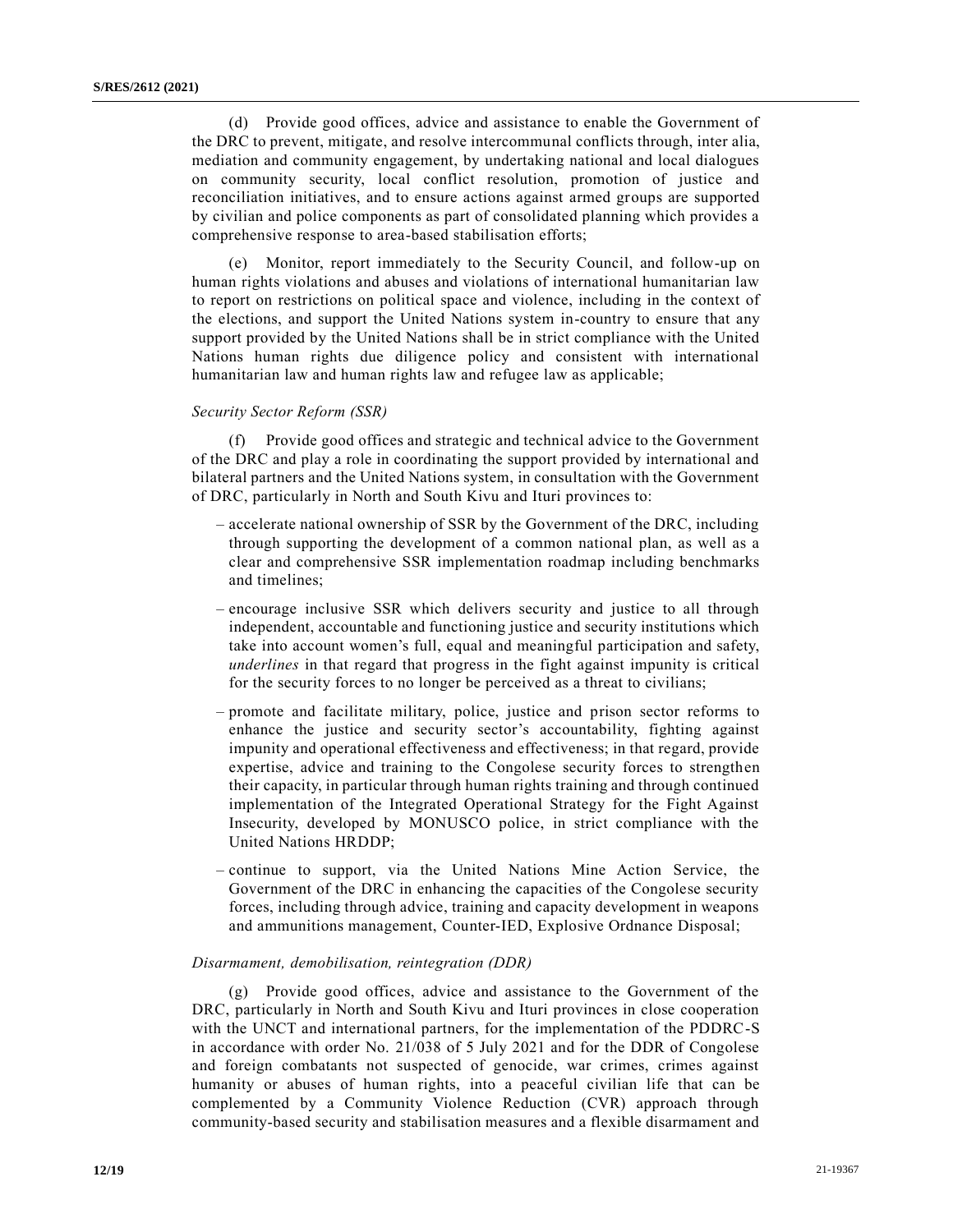(d) Provide good offices, advice and assistance to enable the Government of the DRC to prevent, mitigate, and resolve intercommunal conflicts through, inter alia, mediation and community engagement, by undertaking national and local dialogues on community security, local conflict resolution, promotion of justice and reconciliation initiatives, and to ensure actions against armed groups are supported by civilian and police components as part of consolidated planning which provides a comprehensive response to area-based stabilisation efforts;

(e) Monitor, report immediately to the Security Council, and follow-up on human rights violations and abuses and violations of international humanitarian law to report on restrictions on political space and violence, including in the context of the elections, and support the United Nations system in-country to ensure that any support provided by the United Nations shall be in strict compliance with the United Nations human rights due diligence policy and consistent with international humanitarian law and human rights law and refugee law as applicable;

*Security Sector Reform (SSR)*

(f) Provide good offices and strategic and technical advice to the Government of the DRC and play a role in coordinating the support provided by international and bilateral partners and the United Nations system, in consultation with the Government of DRC, particularly in North and South Kivu and Ituri provinces to:

– accelerate national ownership of SSR by the Government of the DRC, including through supporting the development of a common national plan, as well as a clear and comprehensive SSR implementation roadmap including benchmarks and timelines;

– encourage inclusive SSR which delivers security and justice to all through independent, accountable and functioning justice and security institutions which take into account women's full, equal and meaningful participation and safety, *underlines* in that regard that progress in the fight against impunity is critical for the security forces to no longer be perceived as a threat to civilians;

– promote and facilitate military, police, justice and prison sector reforms to enhance the justice and security sector's accountability, fighting against impunity and operational effectiveness and effectiveness; in that regard, provide expertise, advice and training to the Congolese security forces to strengthen their capacity, in particular through human rights training and through continued implementation of the Integrated Operational Strategy for the Fight Against Insecurity, developed by MONUSCO police, in strict compliance with the United Nations HRDDP;

– continue to support, via the United Nations Mine Action Service, the Government of the DRC in enhancing the capacities of the Congolese security forces, including through advice, training and capacity development in weapons and ammunitions management, Counter-IED, Explosive Ordnance Disposal;

*Disarmament, demobilisation, reintegration (DDR)*

(g) Provide good offices, advice and assistance to the Government of the DRC, particularly in North and South Kivu and Ituri provinces in close cooperation with the UNCT and international partners, for the implementation of the PDDRC-S in accordance with order No. 21/038 of 5 July 2021 and for the DDR of Congolese and foreign combatants not suspected of genocide, war crimes, crimes against humanity or abuses of human rights, into a peaceful civilian life that can be complemented by a Community Violence Reduction (CVR) approach through community-based security and stabilisation measures and a flexible disarmament and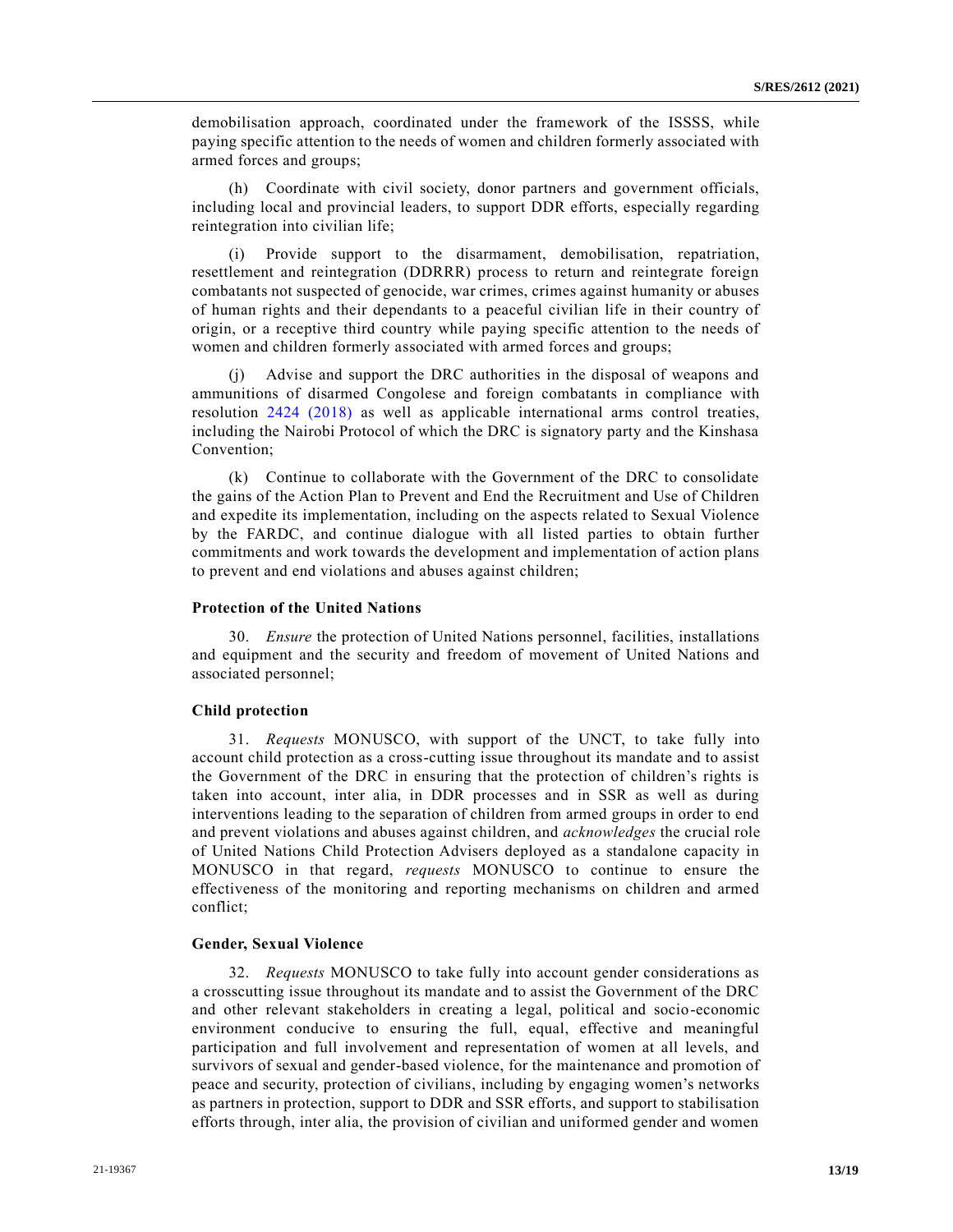demobilisation approach, coordinated under the framework of the ISSSS, while paying specific attention to the needs of women and children formerly associated with armed forces and groups;

(h) Coordinate with civil society, donor partners and government officials, including local and provincial leaders, to support DDR efforts, especially regarding reintegration into civilian life;

(i) Provide support to the disarmament, demobilisation, repatriation, resettlement and reintegration (DDRRR) process to return and reintegrate foreign combatants not suspected of genocide, war crimes, crimes against humanity or abuses of human rights and their dependants to a peaceful civilian life in their country of origin, or a receptive third country while paying specific attention to the needs of women and children formerly associated with armed forces and groups;

(j) Advise and support the DRC authorities in the disposal of weapons and ammunitions of disarmed Congolese and foreign combatants in compliance with resolution 2424 (2018) as well as applicable international arms control treaties, including the Nairobi Protocol of which the DRC is signatory party and the Kinshasa Convention;

(k) Continue to collaborate with the Government of the DRC to consolidate the gains of the Action Plan to Prevent and End the Recruitment and Use of Children and expedite its implementation, including on the aspects related to Sexual Violence by the FARDC, and continue dialogue with all listed parties to obtain further commitments and work towards the development and implementation of action plans to prevent and end violations and abuses against children;

**Protection of the United Nations**

30. *Ensure* the protection of United Nations personnel, facilities, installations and equipment and the security and freedom of movement of United Nations and associated personnel;

**Child protection**

31. *Requests* MONUSCO, with support of the UNCT, to take fully into account child protection as a cross-cutting issue throughout its mandate and to assist the Government of the DRC in ensuring that the protection of children's rights is taken into account, inter alia, in DDR processes and in SSR as well as during interventions leading to the separation of children from armed groups in order to end and prevent violations and abuses against children, and *acknowledges* the crucial role of United Nations Child Protection Advisers deployed as a standalone capacity in MONUSCO in that regard, *requests* MONUSCO to continue to ensure the effectiveness of the monitoring and reporting mechanisms on children and armed conflict;

**Gender, Sexual Violence**

32. *Requests* MONUSCO to take fully into account gender considerations as a crosscutting issue throughout its mandate and to assist the Government of the DRC and other relevant stakeholders in creating a legal, political and socio-economic environment conducive to ensuring the full, equal, effective and meaningful participation and full involvement and representation of women at all levels, and survivors of sexual and gender-based violence, for the maintenance and promotion of peace and security, protection of civilians, including by engaging women's networks as partners in protection, support to DDR and SSR efforts, and support to stabilisation efforts through, inter alia, the provision of civilian and uniformed gender and women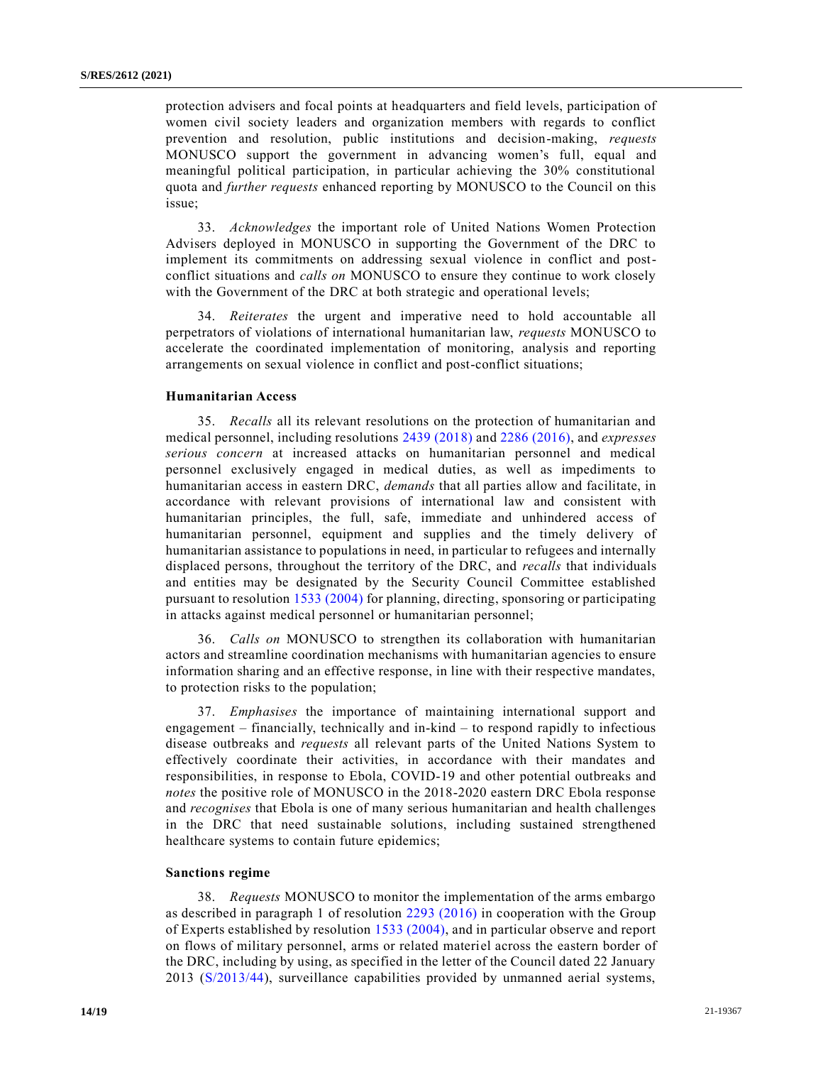protection advisers and focal points at headquarters and field levels, participation of women civil society leaders and organization members with regards to conflict prevention and resolution, public institutions and decision-making, *requests* MONUSCO support the government in advancing women's full, equal and meaningful political participation, in particular achieving the 30% constitutional quota and *further requests* enhanced reporting by MONUSCO to the Council on this issue;

33. *Acknowledges* the important role of United Nations Women Protection Advisers deployed in MONUSCO in supporting the Government of the DRC to implement its commitments on addressing sexual violence in conflict and post-conflict situations and *calls on* MONUSCO to ensure they continue to work closely with the Government of the DRC at both strategic and operational levels;

34. *Reiterates* the urgent and imperative need to hold accountable all perpetrators of violations of international humanitarian law, *requests* MONUSCO to accelerate the coordinated implementation of monitoring, analysis and reporting arrangements on sexual violence in conflict and post-conflict situations;

### Humanitarian Access

35. *Recalls* all its relevant resolutions on the protection of humanitarian and medical personnel, including resolutions 2439 (2018) and 2286 (2016), and *expresses serious concern* at increased attacks on humanitarian personnel and medical personnel exclusively engaged in medical duties, as well as impediments to humanitarian access in eastern DRC, *demands* that all parties allow and facilitate, in accordance with relevant provisions of international law and consistent with humanitarian principles, the full, safe, immediate and unhindered access of humanitarian personnel, equipment and supplies and the timely delivery of humanitarian assistance to populations in need, in particular to refugees and internally displaced persons, throughout the territory of the DRC, and *recalls* that individuals and entities may be designated by the Security Council Committee established pursuant to resolution 1533 (2004) for planning, directing, sponsoring or participating in attacks against medical personnel or humanitarian personnel;

36. *Calls on* MONUSCO to strengthen its collaboration with humanitarian actors and streamline coordination mechanisms with humanitarian agencies to ensure information sharing and an effective response, in line with their respective mandates, to protection risks to the population;

37. *Emphasises* the importance of maintaining international support and engagement – financially, technically and in-kind – to respond rapidly to infectious disease outbreaks and *requests* all relevant parts of the United Nations System to effectively coordinate their activities, in accordance with their mandates and responsibilities, in response to Ebola, COVID-19 and other potential outbreaks and *notes* the positive role of MONUSCO in the 2018-2020 eastern DRC Ebola response and *recognises* that Ebola is one of many serious humanitarian and health challenges in the DRC that need sustainable solutions, including sustained strengthened healthcare systems to contain future epidemics;

### Sanctions regime

38. *Requests* MONUSCO to monitor the implementation of the arms embargo as described in paragraph 1 of resolution 2293 (2016) in cooperation with the Group of Experts established by resolution 1533 (2004), and in particular observe and report on flows of military personnel, arms or related materiel across the eastern border of the DRC, including by using, as specified in the letter of the Council dated 22 January 2013 (S/2013/44), surveillance capabilities provided by unmanned aerial systems,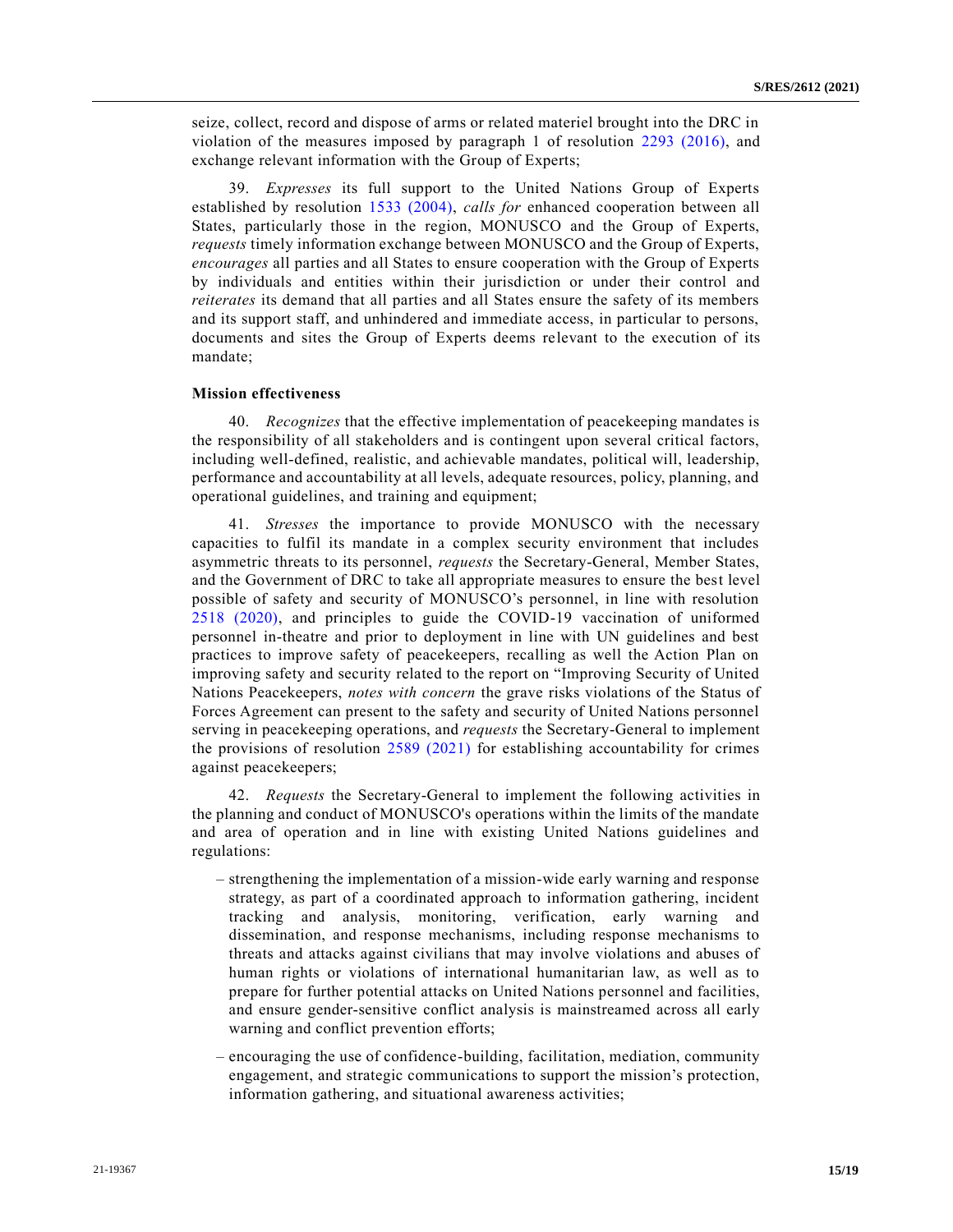seize, collect, record and dispose of arms or related materiel brought into the DRC in violation of the measures imposed by paragraph 1 of resolution 2293 (2016), and exchange relevant information with the Group of Experts;

39. *Expresses* its full support to the United Nations Group of Experts established by resolution 1533 (2004), *calls for* enhanced cooperation between all States, particularly those in the region, MONUSCO and the Group of Experts, *requests* timely information exchange between MONUSCO and the Group of Experts, *encourages* all parties and all States to ensure cooperation with the Group of Experts by individuals and entities within their jurisdiction or under their control and *reiterates* its demand that all parties and all States ensure the safety of its members and its support staff, and unhindered and immediate access, in particular to persons, documents and sites the Group of Experts deems relevant to the execution of its mandate;

**Mission effectiveness**

40. *Recognizes* that the effective implementation of peacekeeping mandates is the responsibility of all stakeholders and is contingent upon several critical factors, including well-defined, realistic, and achievable mandates, political will, leadership, performance and accountability at all levels, adequate resources, policy, planning, and operational guidelines, and training and equipment;

41. *Stresses* the importance to provide MONUSCO with the necessary capacities to fulfil its mandate in a complex security environment that includes asymmetric threats to its personnel, *requests* the Secretary-General, Member States, and the Government of DRC to take all appropriate measures to ensure the best level possible of safety and security of MONUSCO's personnel, in line with resolution 2518 (2020), and principles to guide the COVID-19 vaccination of uniformed personnel in-theatre and prior to deployment in line with UN guidelines and best practices to improve safety of peacekeepers, recalling as well the Action Plan on improving safety and security related to the report on "Improving Security of United Nations Peacekeepers, *notes with concern* the grave risks violations of the Status of Forces Agreement can present to the safety and security of United Nations personnel serving in peacekeeping operations, and *requests* the Secretary-General to implement the provisions of resolution 2589 (2021) for establishing accountability for crimes against peacekeepers;

42. *Requests* the Secretary-General to implement the following activities in the planning and conduct of MONUSCO's operations within the limits of the mandate and area of operation and in line with existing United Nations guidelines and regulations:

– strengthening the implementation of a mission-wide early warning and response strategy, as part of a coordinated approach to information gathering, incident tracking and analysis, monitoring, verification, early warning and dissemination, and response mechanisms, including response mechanisms to threats and attacks against civilians that may involve violations and abuses of human rights or violations of international humanitarian law, as well as to prepare for further potential attacks on United Nations personnel and facilities, and ensure gender-sensitive conflict analysis is mainstreamed across all early warning and conflict prevention efforts;

– encouraging the use of confidence-building, facilitation, mediation, community engagement, and strategic communications to support the mission's protection, information gathering, and situational awareness activities;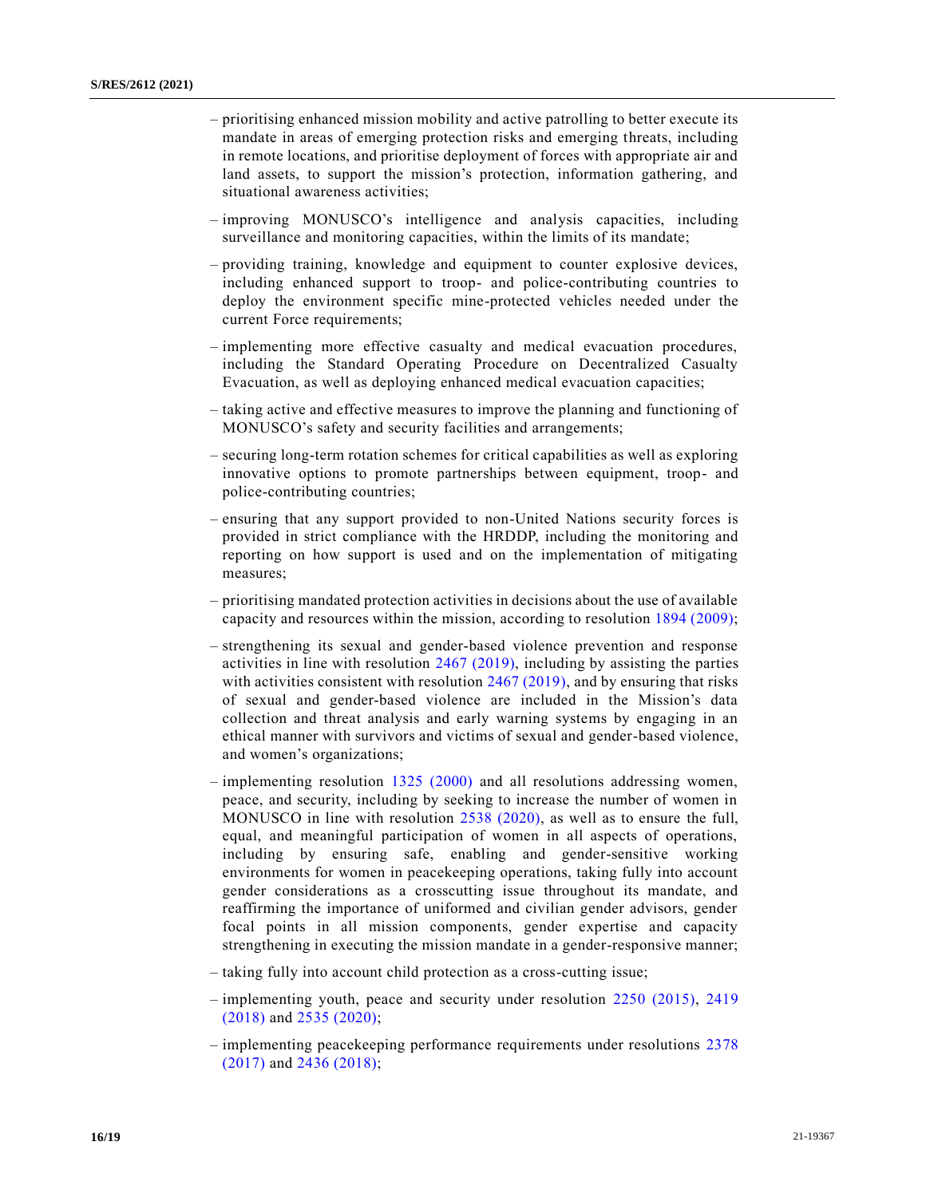– prioritising enhanced mission mobility and active patrolling to better execute its mandate in areas of emerging protection risks and emerging threats, including in remote locations, and prioritise deployment of forces with appropriate air and land assets, to support the mission's protection, information gathering, and situational awareness activities;

– improving MONUSCO's intelligence and analysis capacities, including surveillance and monitoring capacities, within the limits of its mandate;

– providing training, knowledge and equipment to counter explosive devices, including enhanced support to troop- and police-contributing countries to deploy the environment specific mine-protected vehicles needed under the current Force requirements;

– implementing more effective casualty and medical evacuation procedures, including the Standard Operating Procedure on Decentralized Casualty Evacuation, as well as deploying enhanced medical evacuation capacities;

– taking active and effective measures to improve the planning and functioning of MONUSCO's safety and security facilities and arrangements;

– securing long-term rotation schemes for critical capabilities as well as exploring innovative options to promote partnerships between equipment, troop- and police-contributing countries;

– ensuring that any support provided to non-United Nations security forces is provided in strict compliance with the HRDDP, including the monitoring and reporting on how support is used and on the implementation of mitigating measures;

– prioritising mandated protection activities in decisions about the use of available capacity and resources within the mission, according to resolution 1894 (2009);

– strengthening its sexual and gender-based violence prevention and response activities in line with resolution 2467 (2019), including by assisting the parties with activities consistent with resolution 2467 (2019), and by ensuring that risks of sexual and gender-based violence are included in the Mission's data collection and threat analysis and early warning systems by engaging in an ethical manner with survivors and victims of sexual and gender-based violence, and women's organizations;

– implementing resolution 1325 (2000) and all resolutions addressing women, peace, and security, including by seeking to increase the number of women in MONUSCO in line with resolution 2538 (2020), as well as to ensure the full, equal, and meaningful participation of women in all aspects of operations, including by ensuring safe, enabling and gender-sensitive working environments for women in peacekeeping operations, taking fully into account gender considerations as a crosscutting issue throughout its mandate, and reaffirming the importance of uniformed and civilian gender advisors, gender focal points in all mission components, gender expertise and capacity strengthening in executing the mission mandate in a gender-responsive manner;

– taking fully into account child protection as a cross-cutting issue;

– implementing youth, peace and security under resolution 2250 (2015), 2419 (2018) and 2535 (2020);

– implementing peacekeeping performance requirements under resolutions 2378 (2017) and 2436 (2018);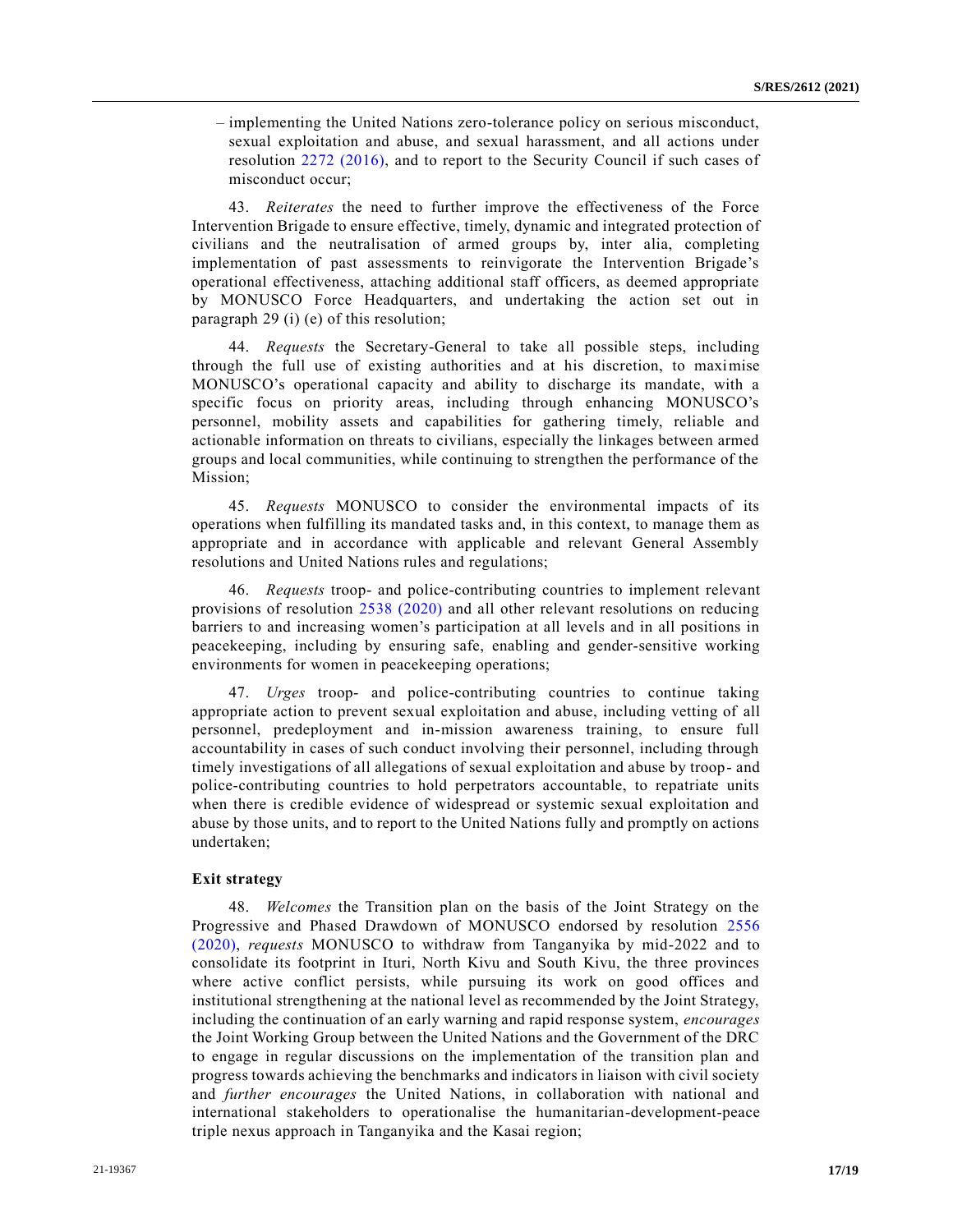– implementing the United Nations zero-tolerance policy on serious misconduct, sexual exploitation and abuse, and sexual harassment, and all actions under resolution 2272 (2016), and to report to the Security Council if such cases of misconduct occur;

43. *Reiterates* the need to further improve the effectiveness of the Force Intervention Brigade to ensure effective, timely, dynamic and integrated protection of civilians and the neutralisation of armed groups by, inter alia, completing implementation of past assessments to reinvigorate the Intervention Brigade's operational effectiveness, attaching additional staff officers, as deemed appropriate by MONUSCO Force Headquarters, and undertaking the action set out in paragraph 29 (i) (e) of this resolution;

44. *Requests* the Secretary-General to take all possible steps, including through the full use of existing authorities and at his discretion, to maximise MONUSCO's operational capacity and ability to discharge its mandate, with a specific focus on priority areas, including through enhancing MONUSCO's personnel, mobility assets and capabilities for gathering timely, reliable and actionable information on threats to civilians, especially the linkages between armed groups and local communities, while continuing to strengthen the performance of the Mission;

45. *Requests* MONUSCO to consider the environmental impacts of its operations when fulfilling its mandated tasks and, in this context, to manage them as appropriate and in accordance with applicable and relevant General Assembly resolutions and United Nations rules and regulations;

46. *Requests* troop- and police-contributing countries to implement relevant provisions of resolution 2538 (2020) and all other relevant resolutions on reducing barriers to and increasing women's participation at all levels and in all positions in peacekeeping, including by ensuring safe, enabling and gender-sensitive working environments for women in peacekeeping operations;

47. *Urges* troop- and police-contributing countries to continue taking appropriate action to prevent sexual exploitation and abuse, including vetting of all personnel, predeployment and in-mission awareness training, to ensure full accountability in cases of such conduct involving their personnel, including through timely investigations of all allegations of sexual exploitation and abuse by troop- and police-contributing countries to hold perpetrators accountable, to repatriate units when there is credible evidence of widespread or systemic sexual exploitation and abuse by those units, and to report to the United Nations fully and promptly on actions undertaken;

**Exit strategy**

48. *Welcomes* the Transition plan on the basis of the Joint Strategy on the Progressive and Phased Drawdown of MONUSCO endorsed by resolution 2556 (2020), *requests* MONUSCO to withdraw from Tanganyika by mid-2022 and to consolidate its footprint in Ituri, North Kivu and South Kivu, the three provinces where active conflict persists, while pursuing its work on good offices and institutional strengthening at the national level as recommended by the Joint Strategy, including the continuation of an early warning and rapid response system, *encourages* the Joint Working Group between the United Nations and the Government of the DRC to engage in regular discussions on the implementation of the transition plan and progress towards achieving the benchmarks and indicators in liaison with civil society and *further encourages* the United Nations, in collaboration with national and international stakeholders to operationalise the humanitarian-development-peace triple nexus approach in Tanganyika and the Kasai region;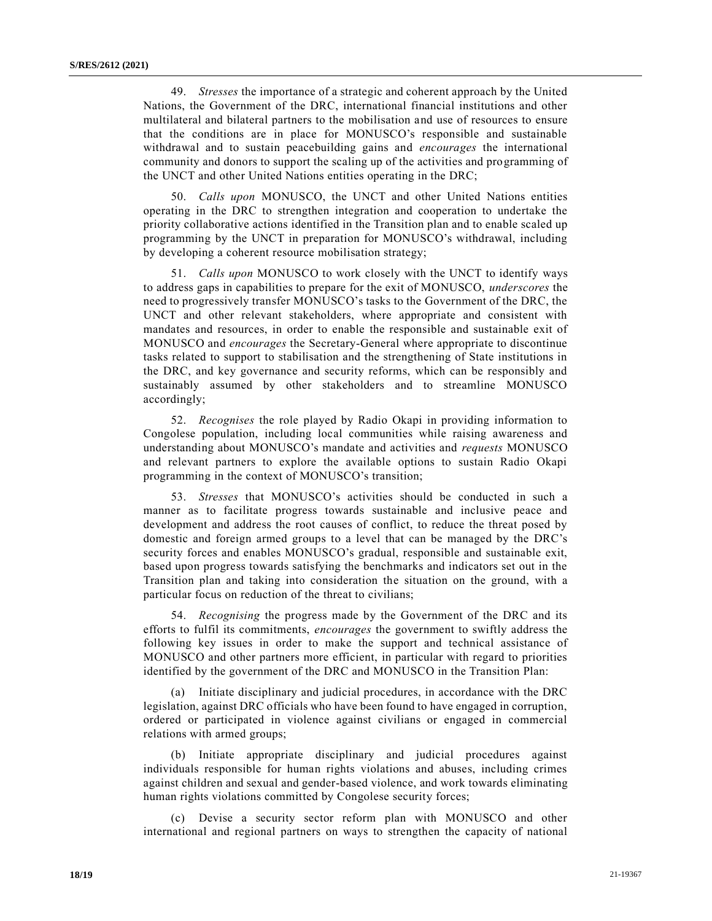49. *Stresses* the importance of a strategic and coherent approach by the United Nations, the Government of the DRC, international financial institutions and other multilateral and bilateral partners to the mobilisation and use of resources to ensure that the conditions are in place for MONUSCO's responsible and sustainable withdrawal and to sustain peacebuilding gains and *encourages* the international community and donors to support the scaling up of the activities and programming of the UNCT and other United Nations entities operating in the DRC;

50. *Calls upon* MONUSCO, the UNCT and other United Nations entities operating in the DRC to strengthen integration and cooperation to undertake the priority collaborative actions identified in the Transition plan and to enable scaled up programming by the UNCT in preparation for MONUSCO's withdrawal, including by developing a coherent resource mobilisation strategy;

51. *Calls upon* MONUSCO to work closely with the UNCT to identify ways to address gaps in capabilities to prepare for the exit of MONUSCO, *underscores* the need to progressively transfer MONUSCO's tasks to the Government of the DRC, the UNCT and other relevant stakeholders, where appropriate and consistent with mandates and resources, in order to enable the responsible and sustainable exit of MONUSCO and *encourages* the Secretary-General where appropriate to discontinue tasks related to support to stabilisation and the strengthening of State institutions in the DRC, and key governance and security reforms, which can be responsibly and sustainably assumed by other stakeholders and to streamline MONUSCO accordingly;

52. *Recognises* the role played by Radio Okapi in providing information to Congolese population, including local communities while raising awareness and understanding about MONUSCO's mandate and activities and *requests* MONUSCO and relevant partners to explore the available options to sustain Radio Okapi programming in the context of MONUSCO's transition;

53. *Stresses* that MONUSCO's activities should be conducted in such a manner as to facilitate progress towards sustainable and inclusive peace and development and address the root causes of conflict, to reduce the threat posed by domestic and foreign armed groups to a level that can be managed by the DRC's security forces and enables MONUSCO's gradual, responsible and sustainable exit, based upon progress towards satisfying the benchmarks and indicators set out in the Transition plan and taking into consideration the situation on the ground, with a particular focus on reduction of the threat to civilians;

54. *Recognising* the progress made by the Government of the DRC and its efforts to fulfil its commitments, *encourages* the government to swiftly address the following key issues in order to make the support and technical assistance of MONUSCO and other partners more efficient, in particular with regard to priorities identified by the government of the DRC and MONUSCO in the Transition Plan:

(a) Initiate disciplinary and judicial procedures, in accordance with the DRC legislation, against DRC officials who have been found to have engaged in corruption, ordered or participated in violence against civilians or engaged in commercial relations with armed groups;

(b) Initiate appropriate disciplinary and judicial procedures against individuals responsible for human rights violations and abuses, including crimes against children and sexual and gender-based violence, and work towards eliminating human rights violations committed by Congolese security forces;

(c) Devise a security sector reform plan with MONUSCO and other international and regional partners on ways to strengthen the capacity of national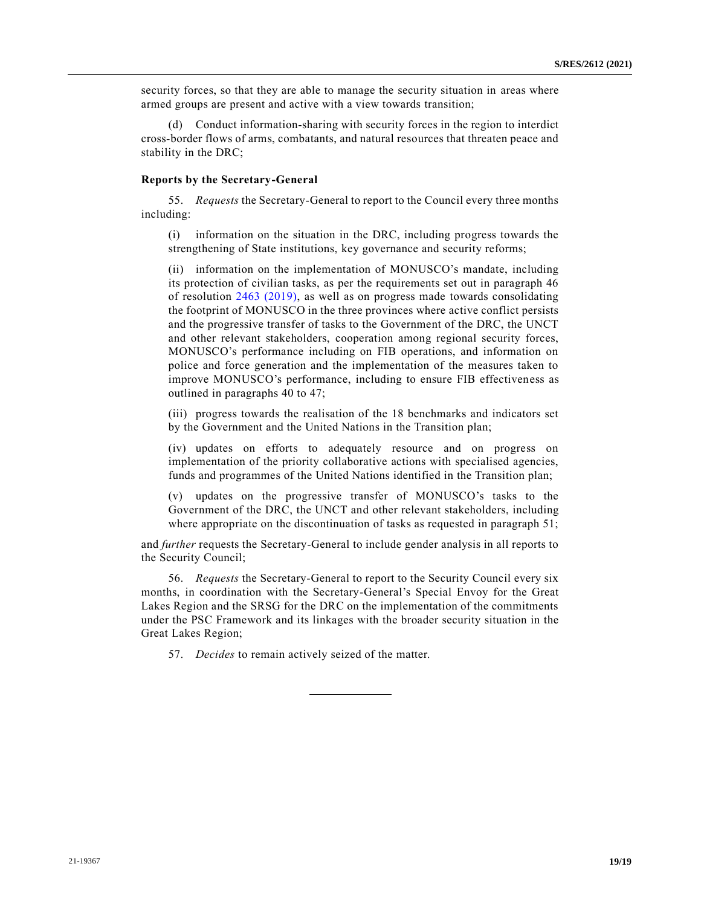security forces, so that they are able to manage the security situation in areas where armed groups are present and active with a view towards transition;

(d) Conduct information-sharing with security forces in the region to interdict cross-border flows of arms, combatants, and natural resources that threaten peace and stability in the DRC;

**Reports by the Secretary-General**

55. *Requests* the Secretary-General to report to the Council every three months including:

(i) information on the situation in the DRC, including progress towards the strengthening of State institutions, key governance and security reforms;

(ii) information on the implementation of MONUSCO's mandate, including its protection of civilian tasks, as per the requirements set out in paragraph 46 of resolution 2463 (2019), as well as on progress made towards consolidating the footprint of MONUSCO in the three provinces where active conflict persists and the progressive transfer of tasks to the Government of the DRC, the UNCT and other relevant stakeholders, cooperation among regional security forces, MONUSCO's performance including on FIB operations, and information on police and force generation and the implementation of the measures taken to improve MONUSCO's performance, including to ensure FIB effectiveness as outlined in paragraphs 40 to 47;

(iii) progress towards the realisation of the 18 benchmarks and indicators set by the Government and the United Nations in the Transition plan;

(iv) updates on efforts to adequately resource and on progress on implementation of the priority collaborative actions with specialised agencies, funds and programmes of the United Nations identified in the Transition plan;

(v) updates on the progressive transfer of MONUSCO's tasks to the Government of the DRC, the UNCT and other relevant stakeholders, including where appropriate on the discontinuation of tasks as requested in paragraph 51;

and *further* requests the Secretary-General to include gender analysis in all reports to the Security Council;

56. *Requests* the Secretary-General to report to the Security Council every six months, in coordination with the Secretary-General's Special Envoy for the Great Lakes Region and the SRSG for the DRC on the implementation of the commitments under the PSC Framework and its linkages with the broader security situation in the Great Lakes Region;

57. *Decides* to remain actively seized of the matter.